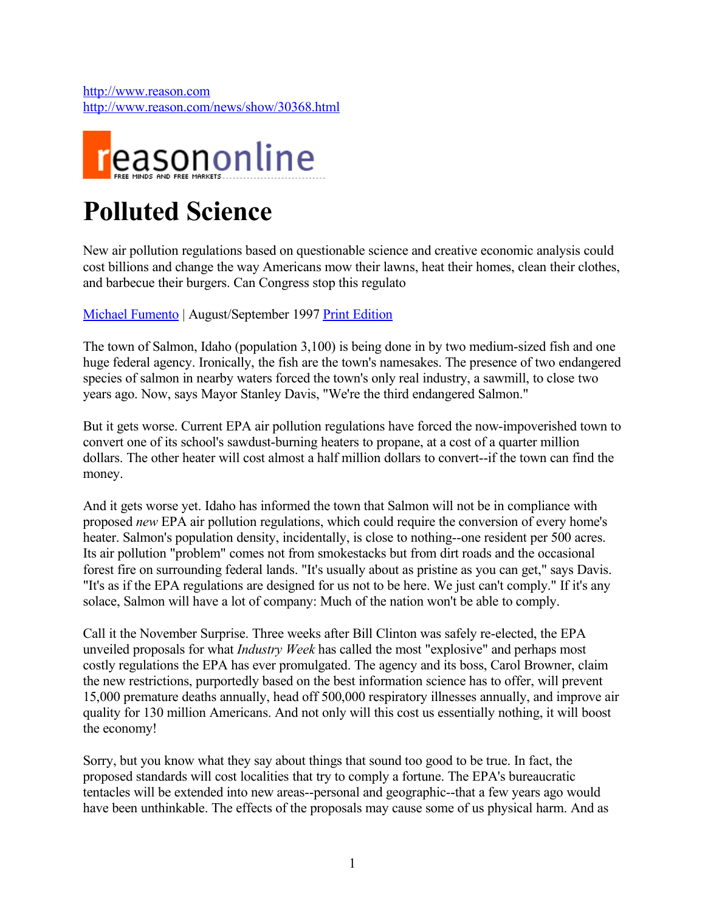http://www.reason.com
http://www.reason.com/news/show/30368.html

reasononline
FREE MINDS AND FREE MARKETS

# Polluted Science

New air pollution regulations based on questionable science and creative economic analysis could cost billions and change the way Americans mow their lawns, heat their homes, clean their clothes, and barbecue their burgers. Can Congress stop this regulato

Michael Fumento | August/September 1997 Print Edition

The town of Salmon, Idaho (population 3,100) is being done in by two medium-sized fish and one huge federal agency. Ironically, the fish are the town's namesakes. The presence of two endangered species of salmon in nearby waters forced the town's only real industry, a sawmill, to close two years ago. Now, says Mayor Stanley Davis, "We're the third endangered Salmon."

But it gets worse. Current EPA air pollution regulations have forced the now-impoverished town to convert one of its school's sawdust-burning heaters to propane, at a cost of a quarter million dollars. The other heater will cost almost a half million dollars to convert--if the town can find the money.

And it gets worse yet. Idaho has informed the town that Salmon will not be in compliance with proposed *new* EPA air pollution regulations, which could require the conversion of every home's heater. Salmon's population density, incidentally, is close to nothing--one resident per 500 acres. Its air pollution "problem" comes not from smokestacks but from dirt roads and the occasional forest fire on surrounding federal lands. "It's usually about as pristine as you can get," says Davis. "It's as if the EPA regulations are designed for us not to be here. We just can't comply." If it's any solace, Salmon will have a lot of company: Much of the nation won't be able to comply.

Call it the November Surprise. Three weeks after Bill Clinton was safely re-elected, the EPA unveiled proposals for what *Industry Week* has called the most "explosive" and perhaps most costly regulations the EPA has ever promulgated. The agency and its boss, Carol Browner, claim the new restrictions, purportedly based on the best information science has to offer, will prevent 15,000 premature deaths annually, head off 500,000 respiratory illnesses annually, and improve air quality for 130 million Americans. And not only will this cost us essentially nothing, it will boost the economy!

Sorry, but you know what they say about things that sound too good to be true. In fact, the proposed standards will cost localities that try to comply a fortune. The EPA's bureaucratic tentacles will be extended into new areas--personal and geographic--that a few years ago would have been unthinkable. The effects of the proposals may cause some of us physical harm. And as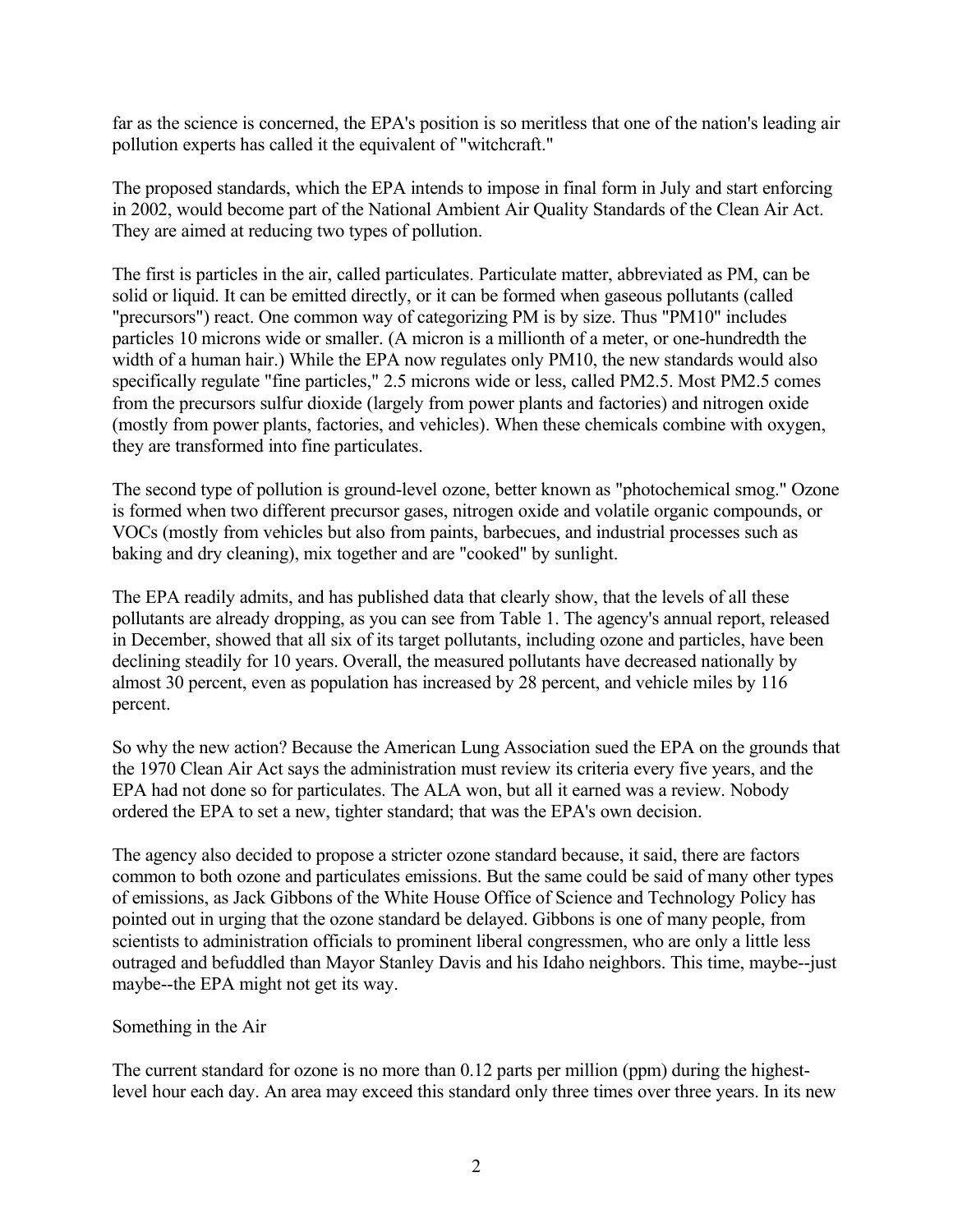far as the science is concerned, the EPA's position is so meritless that one of the nation's leading air pollution experts has called it the equivalent of "witchcraft."

The proposed standards, which the EPA intends to impose in final form in July and start enforcing in 2002, would become part of the National Ambient Air Quality Standards of the Clean Air Act. They are aimed at reducing two types of pollution.

The first is particles in the air, called particulates. Particulate matter, abbreviated as PM, can be solid or liquid. It can be emitted directly, or it can be formed when gaseous pollutants (called "precursors") react. One common way of categorizing PM is by size. Thus "PM10" includes particles 10 microns wide or smaller. (A micron is a millionth of a meter, or one-hundredth the width of a human hair.) While the EPA now regulates only PM10, the new standards would also specifically regulate "fine particles," 2.5 microns wide or less, called PM2.5. Most PM2.5 comes from the precursors sulfur dioxide (largely from power plants and factories) and nitrogen oxide (mostly from power plants, factories, and vehicles). When these chemicals combine with oxygen, they are transformed into fine particulates.

The second type of pollution is ground-level ozone, better known as "photochemical smog." Ozone is formed when two different precursor gases, nitrogen oxide and volatile organic compounds, or VOCs (mostly from vehicles but also from paints, barbecues, and industrial processes such as baking and dry cleaning), mix together and are "cooked" by sunlight.

The EPA readily admits, and has published data that clearly show, that the levels of all these pollutants are already dropping, as you can see from Table 1. The agency's annual report, released in December, showed that all six of its target pollutants, including ozone and particles, have been declining steadily for 10 years. Overall, the measured pollutants have decreased nationally by almost 30 percent, even as population has increased by 28 percent, and vehicle miles by 116 percent.

So why the new action? Because the American Lung Association sued the EPA on the grounds that the 1970 Clean Air Act says the administration must review its criteria every five years, and the EPA had not done so for particulates. The ALA won, but all it earned was a review. Nobody ordered the EPA to set a new, tighter standard; that was the EPA's own decision.

The agency also decided to propose a stricter ozone standard because, it said, there are factors common to both ozone and particulates emissions. But the same could be said of many other types of emissions, as Jack Gibbons of the White House Office of Science and Technology Policy has pointed out in urging that the ozone standard be delayed. Gibbons is one of many people, from scientists to administration officials to prominent liberal congressmen, who are only a little less outraged and befuddled than Mayor Stanley Davis and his Idaho neighbors. This time, maybe--just maybe--the EPA might not get its way.

## Something in the Air

The current standard for ozone is no more than 0.12 parts per million (ppm) during the highest-level hour each day. An area may exceed this standard only three times over three years. In its new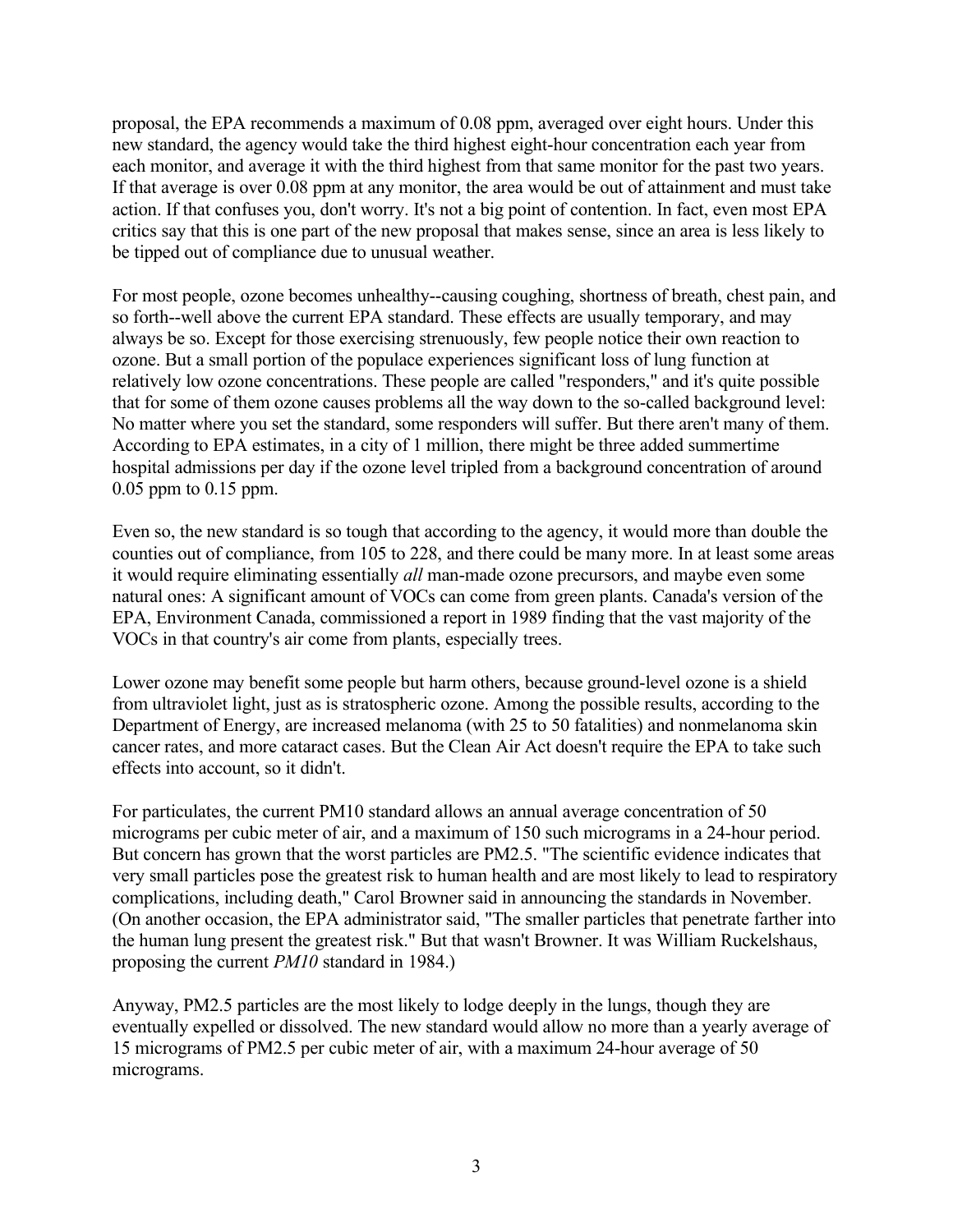proposal, the EPA recommends a maximum of 0.08 ppm, averaged over eight hours. Under this new standard, the agency would take the third highest eight-hour concentration each year from each monitor, and average it with the third highest from that same monitor for the past two years. If that average is over 0.08 ppm at any monitor, the area would be out of attainment and must take action. If that confuses you, don't worry. It's not a big point of contention. In fact, even most EPA critics say that this is one part of the new proposal that makes sense, since an area is less likely to be tipped out of compliance due to unusual weather.

For most people, ozone becomes unhealthy--causing coughing, shortness of breath, chest pain, and so forth--well above the current EPA standard. These effects are usually temporary, and may always be so. Except for those exercising strenuously, few people notice their own reaction to ozone. But a small portion of the populace experiences significant loss of lung function at relatively low ozone concentrations. These people are called "responders," and it's quite possible that for some of them ozone causes problems all the way down to the so-called background level: No matter where you set the standard, some responders will suffer. But there aren't many of them. According to EPA estimates, in a city of 1 million, there might be three added summertime hospital admissions per day if the ozone level tripled from a background concentration of around 0.05 ppm to 0.15 ppm.

Even so, the new standard is so tough that according to the agency, it would more than double the counties out of compliance, from 105 to 228, and there could be many more. In at least some areas it would require eliminating essentially *all* man-made ozone precursors, and maybe even some natural ones: A significant amount of VOCs can come from green plants. Canada's version of the EPA, Environment Canada, commissioned a report in 1989 finding that the vast majority of the VOCs in that country's air come from plants, especially trees.

Lower ozone may benefit some people but harm others, because ground-level ozone is a shield from ultraviolet light, just as is stratospheric ozone. Among the possible results, according to the Department of Energy, are increased melanoma (with 25 to 50 fatalities) and nonmelanoma skin cancer rates, and more cataract cases. But the Clean Air Act doesn't require the EPA to take such effects into account, so it didn't.

For particulates, the current PM10 standard allows an annual average concentration of 50 micrograms per cubic meter of air, and a maximum of 150 such micrograms in a 24-hour period. But concern has grown that the worst particles are PM2.5. "The scientific evidence indicates that very small particles pose the greatest risk to human health and are most likely to lead to respiratory complications, including death," Carol Browner said in announcing the standards in November. (On another occasion, the EPA administrator said, "The smaller particles that penetrate farther into the human lung present the greatest risk." But that wasn't Browner. It was William Ruckelshaus, proposing the current *PM10* standard in 1984.)

Anyway, PM2.5 particles are the most likely to lodge deeply in the lungs, though they are eventually expelled or dissolved. The new standard would allow no more than a yearly average of 15 micrograms of PM2.5 per cubic meter of air, with a maximum 24-hour average of 50 micrograms.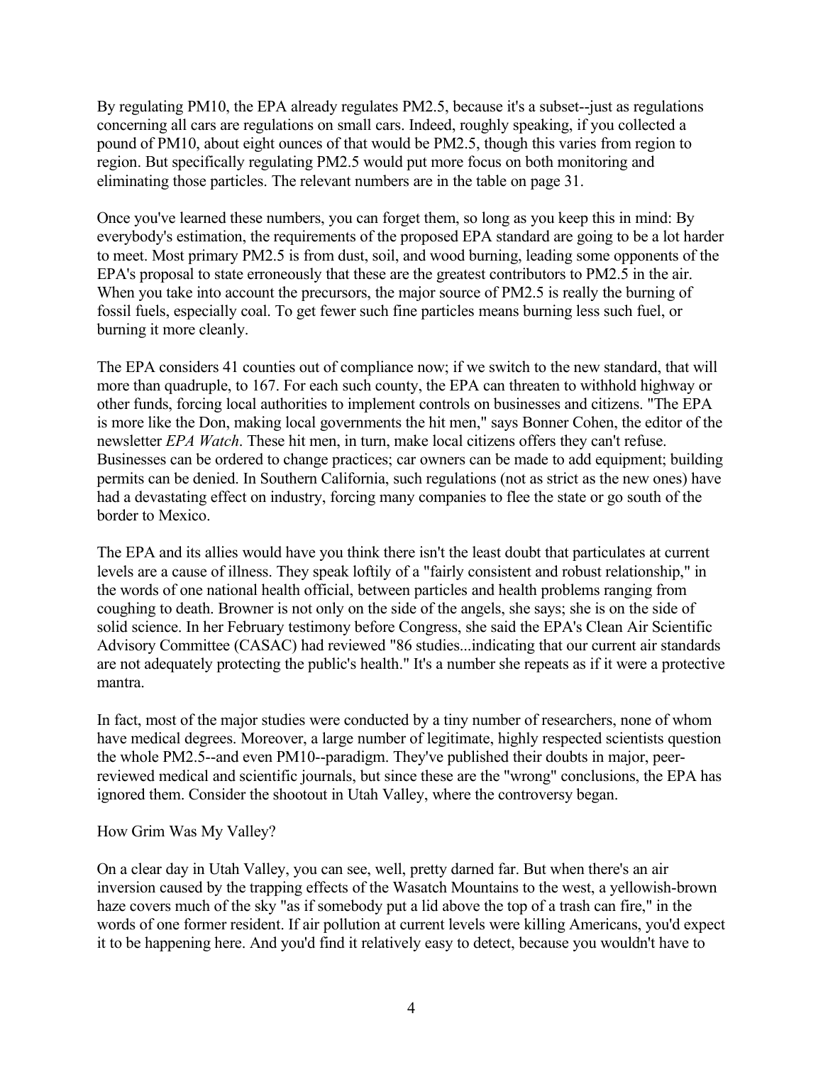By regulating PM10, the EPA already regulates PM2.5, because it's a subset--just as regulations concerning all cars are regulations on small cars. Indeed, roughly speaking, if you collected a pound of PM10, about eight ounces of that would be PM2.5, though this varies from region to region. But specifically regulating PM2.5 would put more focus on both monitoring and eliminating those particles. The relevant numbers are in the table on page 31.

Once you've learned these numbers, you can forget them, so long as you keep this in mind: By everybody's estimation, the requirements of the proposed EPA standard are going to be a lot harder to meet. Most primary PM2.5 is from dust, soil, and wood burning, leading some opponents of the EPA's proposal to state erroneously that these are the greatest contributors to PM2.5 in the air. When you take into account the precursors, the major source of PM2.5 is really the burning of fossil fuels, especially coal. To get fewer such fine particles means burning less such fuel, or burning it more cleanly.

The EPA considers 41 counties out of compliance now; if we switch to the new standard, that will more than quadruple, to 167. For each such county, the EPA can threaten to withhold highway or other funds, forcing local authorities to implement controls on businesses and citizens. "The EPA is more like the Don, making local governments the hit men," says Bonner Cohen, the editor of the newsletter *EPA Watch*. These hit men, in turn, make local citizens offers they can't refuse. Businesses can be ordered to change practices; car owners can be made to add equipment; building permits can be denied. In Southern California, such regulations (not as strict as the new ones) have had a devastating effect on industry, forcing many companies to flee the state or go south of the border to Mexico.

The EPA and its allies would have you think there isn't the least doubt that particulates at current levels are a cause of illness. They speak loftily of a "fairly consistent and robust relationship," in the words of one national health official, between particles and health problems ranging from coughing to death. Browner is not only on the side of the angels, she says; she is on the side of solid science. In her February testimony before Congress, she said the EPA's Clean Air Scientific Advisory Committee (CASAC) had reviewed "86 studies...indicating that our current air standards are not adequately protecting the public's health." It's a number she repeats as if it were a protective mantra.

In fact, most of the major studies were conducted by a tiny number of researchers, none of whom have medical degrees. Moreover, a large number of legitimate, highly respected scientists question the whole PM2.5--and even PM10--paradigm. They've published their doubts in major, peer-reviewed medical and scientific journals, but since these are the "wrong" conclusions, the EPA has ignored them. Consider the shootout in Utah Valley, where the controversy began.

## How Grim Was My Valley?

On a clear day in Utah Valley, you can see, well, pretty darned far. But when there's an air inversion caused by the trapping effects of the Wasatch Mountains to the west, a yellowish-brown haze covers much of the sky "as if somebody put a lid above the top of a trash can fire," in the words of one former resident. If air pollution at current levels were killing Americans, you'd expect it to be happening here. And you'd find it relatively easy to detect, because you wouldn't have to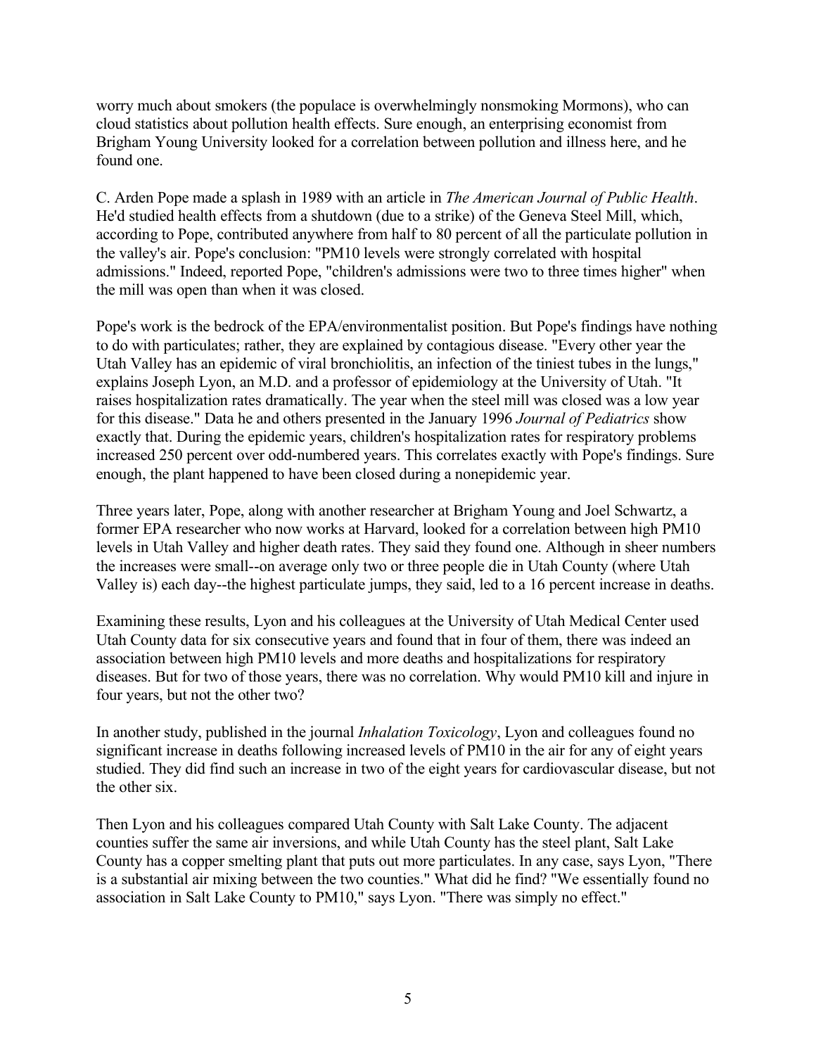worry much about smokers (the populace is overwhelmingly nonsmoking Mormons), who can cloud statistics about pollution health effects. Sure enough, an enterprising economist from Brigham Young University looked for a correlation between pollution and illness here, and he found one.

C. Arden Pope made a splash in 1989 with an article in *The American Journal of Public Health*. He'd studied health effects from a shutdown (due to a strike) of the Geneva Steel Mill, which, according to Pope, contributed anywhere from half to 80 percent of all the particulate pollution in the valley's air. Pope's conclusion: "PM10 levels were strongly correlated with hospital admissions." Indeed, reported Pope, "children's admissions were two to three times higher" when the mill was open than when it was closed.

Pope's work is the bedrock of the EPA/environmentalist position. But Pope's findings have nothing to do with particulates; rather, they are explained by contagious disease. "Every other year the Utah Valley has an epidemic of viral bronchiolitis, an infection of the tiniest tubes in the lungs," explains Joseph Lyon, an M.D. and a professor of epidemiology at the University of Utah. "It raises hospitalization rates dramatically. The year when the steel mill was closed was a low year for this disease." Data he and others presented in the January 1996 *Journal of Pediatrics* show exactly that. During the epidemic years, children's hospitalization rates for respiratory problems increased 250 percent over odd-numbered years. This correlates exactly with Pope's findings. Sure enough, the plant happened to have been closed during a nonepidemic year.

Three years later, Pope, along with another researcher at Brigham Young and Joel Schwartz, a former EPA researcher who now works at Harvard, looked for a correlation between high PM10 levels in Utah Valley and higher death rates. They said they found one. Although in sheer numbers the increases were small--on average only two or three people die in Utah County (where Utah Valley is) each day--the highest particulate jumps, they said, led to a 16 percent increase in deaths.

Examining these results, Lyon and his colleagues at the University of Utah Medical Center used Utah County data for six consecutive years and found that in four of them, there was indeed an association between high PM10 levels and more deaths and hospitalizations for respiratory diseases. But for two of those years, there was no correlation. Why would PM10 kill and injure in four years, but not the other two?

In another study, published in the journal *Inhalation Toxicology*, Lyon and colleagues found no significant increase in deaths following increased levels of PM10 in the air for any of eight years studied. They did find such an increase in two of the eight years for cardiovascular disease, but not the other six.

Then Lyon and his colleagues compared Utah County with Salt Lake County. The adjacent counties suffer the same air inversions, and while Utah County has the steel plant, Salt Lake County has a copper smelting plant that puts out more particulates. In any case, says Lyon, "There is a substantial air mixing between the two counties." What did he find? "We essentially found no association in Salt Lake County to PM10," says Lyon. "There was simply no effect."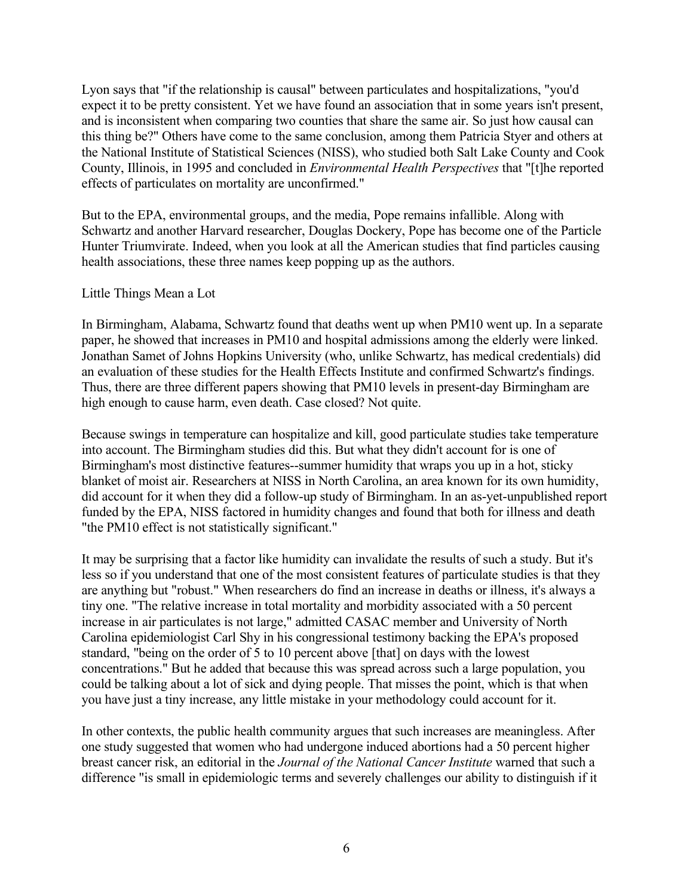Lyon says that "if the relationship is causal" between particulates and hospitalizations, "you'd expect it to be pretty consistent. Yet we have found an association that in some years isn't present, and is inconsistent when comparing two counties that share the same air. So just how causal can this thing be?" Others have come to the same conclusion, among them Patricia Styer and others at the National Institute of Statistical Sciences (NISS), who studied both Salt Lake County and Cook County, Illinois, in 1995 and concluded in *Environmental Health Perspectives* that "[t]he reported effects of particulates on mortality are unconfirmed."

But to the EPA, environmental groups, and the media, Pope remains infallible. Along with Schwartz and another Harvard researcher, Douglas Dockery, Pope has become one of the Particle Hunter Triumvirate. Indeed, when you look at all the American studies that find particles causing health associations, these three names keep popping up as the authors.

## Little Things Mean a Lot

In Birmingham, Alabama, Schwartz found that deaths went up when PM10 went up. In a separate paper, he showed that increases in PM10 and hospital admissions among the elderly were linked. Jonathan Samet of Johns Hopkins University (who, unlike Schwartz, has medical credentials) did an evaluation of these studies for the Health Effects Institute and confirmed Schwartz's findings. Thus, there are three different papers showing that PM10 levels in present-day Birmingham are high enough to cause harm, even death. Case closed? Not quite.

Because swings in temperature can hospitalize and kill, good particulate studies take temperature into account. The Birmingham studies did this. But what they didn't account for is one of Birmingham's most distinctive features--summer humidity that wraps you up in a hot, sticky blanket of moist air. Researchers at NISS in North Carolina, an area known for its own humidity, did account for it when they did a follow-up study of Birmingham. In an as-yet-unpublished report funded by the EPA, NISS factored in humidity changes and found that both for illness and death "the PM10 effect is not statistically significant."

It may be surprising that a factor like humidity can invalidate the results of such a study. But it's less so if you understand that one of the most consistent features of particulate studies is that they are anything but "robust." When researchers do find an increase in deaths or illness, it's always a tiny one. "The relative increase in total mortality and morbidity associated with a 50 percent increase in air particulates is not large," admitted CASAC member and University of North Carolina epidemiologist Carl Shy in his congressional testimony backing the EPA's proposed standard, "being on the order of 5 to 10 percent above [that] on days with the lowest concentrations." But he added that because this was spread across such a large population, you could be talking about a lot of sick and dying people. That misses the point, which is that when you have just a tiny increase, any little mistake in your methodology could account for it.

In other contexts, the public health community argues that such increases are meaningless. After one study suggested that women who had undergone induced abortions had a 50 percent higher breast cancer risk, an editorial in the *Journal of the National Cancer Institute* warned that such a difference "is small in epidemiologic terms and severely challenges our ability to distinguish if it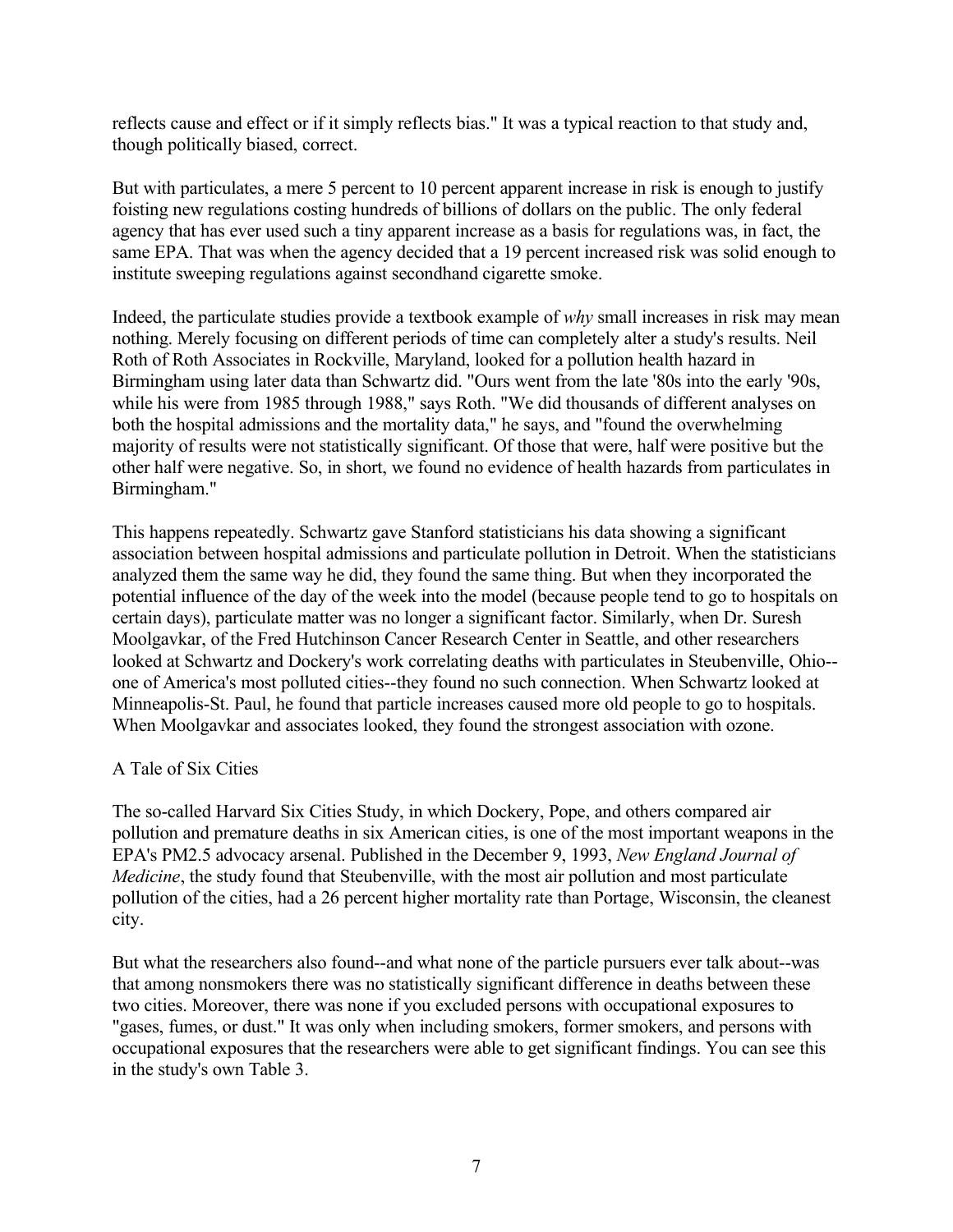reflects cause and effect or if it simply reflects bias." It was a typical reaction to that study and, though politically biased, correct.

But with particulates, a mere 5 percent to 10 percent apparent increase in risk is enough to justify foisting new regulations costing hundreds of billions of dollars on the public. The only federal agency that has ever used such a tiny apparent increase as a basis for regulations was, in fact, the same EPA. That was when the agency decided that a 19 percent increased risk was solid enough to institute sweeping regulations against secondhand cigarette smoke.

Indeed, the particulate studies provide a textbook example of *why* small increases in risk may mean nothing. Merely focusing on different periods of time can completely alter a study's results. Neil Roth of Roth Associates in Rockville, Maryland, looked for a pollution health hazard in Birmingham using later data than Schwartz did. "Ours went from the late '80s into the early '90s, while his were from 1985 through 1988," says Roth. "We did thousands of different analyses on both the hospital admissions and the mortality data," he says, and "found the overwhelming majority of results were not statistically significant. Of those that were, half were positive but the other half were negative. So, in short, we found no evidence of health hazards from particulates in Birmingham."

This happens repeatedly. Schwartz gave Stanford statisticians his data showing a significant association between hospital admissions and particulate pollution in Detroit. When the statisticians analyzed them the same way he did, they found the same thing. But when they incorporated the potential influence of the day of the week into the model (because people tend to go to hospitals on certain days), particulate matter was no longer a significant factor. Similarly, when Dr. Suresh Moolgavkar, of the Fred Hutchinson Cancer Research Center in Seattle, and other researchers looked at Schwartz and Dockery's work correlating deaths with particulates in Steubenville, Ohio--one of America's most polluted cities--they found no such connection. When Schwartz looked at Minneapolis-St. Paul, he found that particle increases caused more old people to go to hospitals. When Moolgavkar and associates looked, they found the strongest association with ozone.

## A Tale of Six Cities

The so-called Harvard Six Cities Study, in which Dockery, Pope, and others compared air pollution and premature deaths in six American cities, is one of the most important weapons in the EPA's PM2.5 advocacy arsenal. Published in the December 9, 1993, *New England Journal of Medicine*, the study found that Steubenville, with the most air pollution and most particulate pollution of the cities, had a 26 percent higher mortality rate than Portage, Wisconsin, the cleanest city.

But what the researchers also found--and what none of the particle pursuers ever talk about--was that among nonsmokers there was no statistically significant difference in deaths between these two cities. Moreover, there was none if you excluded persons with occupational exposures to "gases, fumes, or dust." It was only when including smokers, former smokers, and persons with occupational exposures that the researchers were able to get significant findings. You can see this in the study's own Table 3.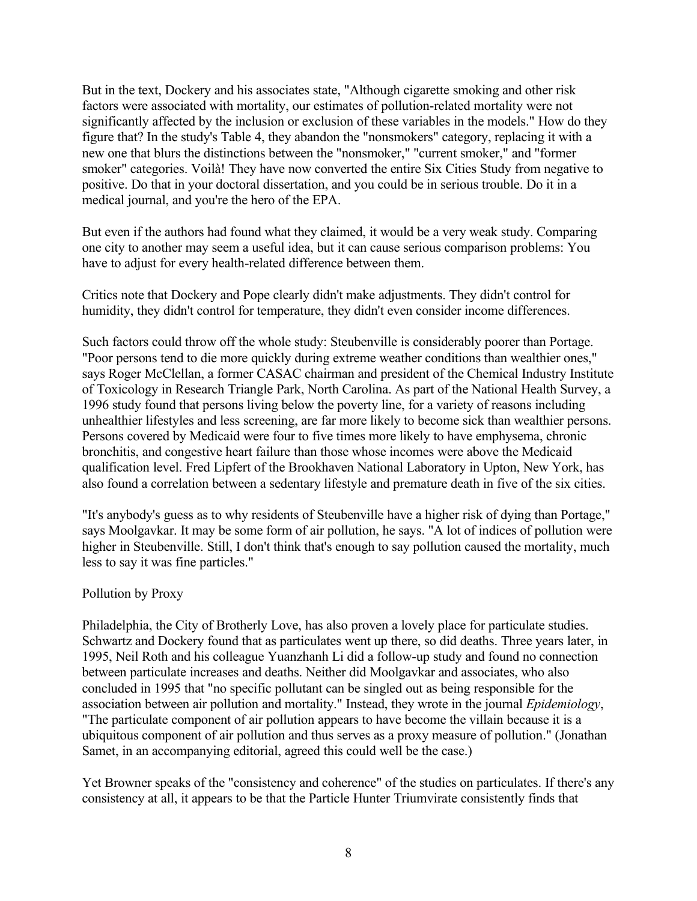But in the text, Dockery and his associates state, "Although cigarette smoking and other risk factors were associated with mortality, our estimates of pollution-related mortality were not significantly affected by the inclusion or exclusion of these variables in the models." How do they figure that? In the study's Table 4, they abandon the "nonsmokers" category, replacing it with a new one that blurs the distinctions between the "nonsmoker," "current smoker," and "former smoker" categories. Voilà! They have now converted the entire Six Cities Study from negative to positive. Do that in your doctoral dissertation, and you could be in serious trouble. Do it in a medical journal, and you're the hero of the EPA.

But even if the authors had found what they claimed, it would be a very weak study. Comparing one city to another may seem a useful idea, but it can cause serious comparison problems: You have to adjust for every health-related difference between them.

Critics note that Dockery and Pope clearly didn't make adjustments. They didn't control for humidity, they didn't control for temperature, they didn't even consider income differences.

Such factors could throw off the whole study: Steubenville is considerably poorer than Portage. "Poor persons tend to die more quickly during extreme weather conditions than wealthier ones," says Roger McClellan, a former CASAC chairman and president of the Chemical Industry Institute of Toxicology in Research Triangle Park, North Carolina. As part of the National Health Survey, a 1996 study found that persons living below the poverty line, for a variety of reasons including unhealthier lifestyles and less screening, are far more likely to become sick than wealthier persons. Persons covered by Medicaid were four to five times more likely to have emphysema, chronic bronchitis, and congestive heart failure than those whose incomes were above the Medicaid qualification level. Fred Lipfert of the Brookhaven National Laboratory in Upton, New York, has also found a correlation between a sedentary lifestyle and premature death in five of the six cities.

"It's anybody's guess as to why residents of Steubenville have a higher risk of dying than Portage," says Moolgavkar. It may be some form of air pollution, he says. "A lot of indices of pollution were higher in Steubenville. Still, I don't think that's enough to say pollution caused the mortality, much less to say it was fine particles."

## Pollution by Proxy

Philadelphia, the City of Brotherly Love, has also proven a lovely place for particulate studies. Schwartz and Dockery found that as particulates went up there, so did deaths. Three years later, in 1995, Neil Roth and his colleague Yuanzhanh Li did a follow-up study and found no connection between particulate increases and deaths. Neither did Moolgavkar and associates, who also concluded in 1995 that "no specific pollutant can be singled out as being responsible for the association between air pollution and mortality." Instead, they wrote in the journal *Epidemiology*, "The particulate component of air pollution appears to have become the villain because it is a ubiquitous component of air pollution and thus serves as a proxy measure of pollution." (Jonathan Samet, in an accompanying editorial, agreed this could well be the case.)

Yet Browner speaks of the "consistency and coherence" of the studies on particulates. If there's any consistency at all, it appears to be that the Particle Hunter Triumvirate consistently finds that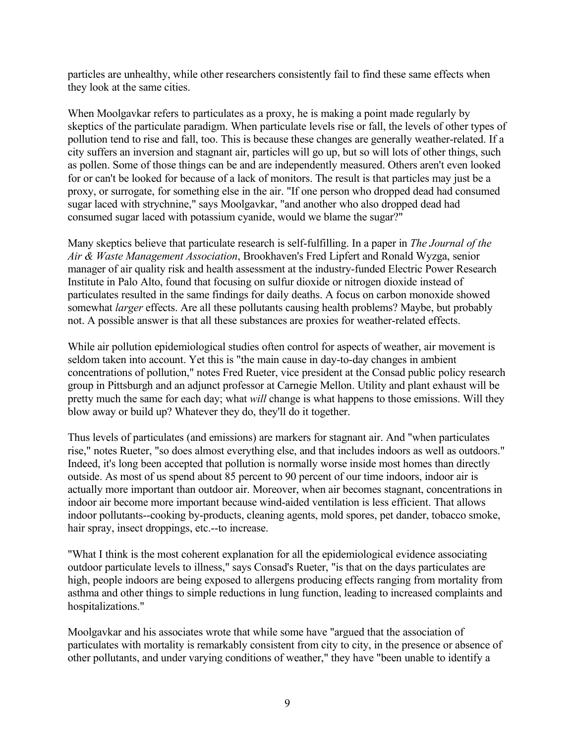particles are unhealthy, while other researchers consistently fail to find these same effects when they look at the same cities.

When Moolgavkar refers to particulates as a proxy, he is making a point made regularly by skeptics of the particulate paradigm. When particulate levels rise or fall, the levels of other types of pollution tend to rise and fall, too. This is because these changes are generally weather-related. If a city suffers an inversion and stagnant air, particles will go up, but so will lots of other things, such as pollen. Some of those things can be and are independently measured. Others aren't even looked for or can't be looked for because of a lack of monitors. The result is that particles may just be a proxy, or surrogate, for something else in the air. "If one person who dropped dead had consumed sugar laced with strychnine," says Moolgavkar, "and another who also dropped dead had consumed sugar laced with potassium cyanide, would we blame the sugar?"

Many skeptics believe that particulate research is self-fulfilling. In a paper in *The Journal of the Air & Waste Management Association*, Brookhaven's Fred Lipfert and Ronald Wyzga, senior manager of air quality risk and health assessment at the industry-funded Electric Power Research Institute in Palo Alto, found that focusing on sulfur dioxide or nitrogen dioxide instead of particulates resulted in the same findings for daily deaths. A focus on carbon monoxide showed somewhat *larger* effects. Are all these pollutants causing health problems? Maybe, but probably not. A possible answer is that all these substances are proxies for weather-related effects.

While air pollution epidemiological studies often control for aspects of weather, air movement is seldom taken into account. Yet this is "the main cause in day-to-day changes in ambient concentrations of pollution," notes Fred Rueter, vice president at the Consad public policy research group in Pittsburgh and an adjunct professor at Carnegie Mellon. Utility and plant exhaust will be pretty much the same for each day; what *will* change is what happens to those emissions. Will they blow away or build up? Whatever they do, they'll do it together.

Thus levels of particulates (and emissions) are markers for stagnant air. And "when particulates rise," notes Rueter, "so does almost everything else, and that includes indoors as well as outdoors." Indeed, it's long been accepted that pollution is normally worse inside most homes than directly outside. As most of us spend about 85 percent to 90 percent of our time indoors, indoor air is actually more important than outdoor air. Moreover, when air becomes stagnant, concentrations in indoor air become more important because wind-aided ventilation is less efficient. That allows indoor pollutants--cooking by-products, cleaning agents, mold spores, pet dander, tobacco smoke, hair spray, insect droppings, etc.--to increase.

"What I think is the most coherent explanation for all the epidemiological evidence associating outdoor particulate levels to illness," says Consad's Rueter, "is that on the days particulates are high, people indoors are being exposed to allergens producing effects ranging from mortality from asthma and other things to simple reductions in lung function, leading to increased complaints and hospitalizations."

Moolgavkar and his associates wrote that while some have "argued that the association of particulates with mortality is remarkably consistent from city to city, in the presence or absence of other pollutants, and under varying conditions of weather," they have "been unable to identify a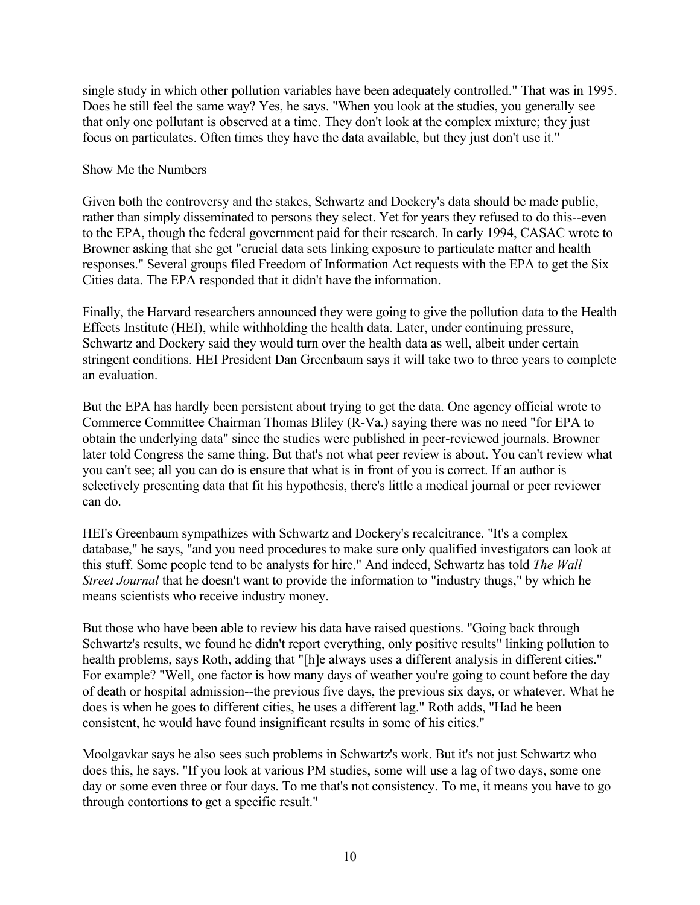single study in which other pollution variables have been adequately controlled." That was in 1995. Does he still feel the same way? Yes, he says. "When you look at the studies, you generally see that only one pollutant is observed at a time. They don't look at the complex mixture; they just focus on particulates. Often times they have the data available, but they just don't use it."

## Show Me the Numbers

Given both the controversy and the stakes, Schwartz and Dockery's data should be made public, rather than simply disseminated to persons they select. Yet for years they refused to do this--even to the EPA, though the federal government paid for their research. In early 1994, CASAC wrote to Browner asking that she get "crucial data sets linking exposure to particulate matter and health responses." Several groups filed Freedom of Information Act requests with the EPA to get the Six Cities data. The EPA responded that it didn't have the information.

Finally, the Harvard researchers announced they were going to give the pollution data to the Health Effects Institute (HEI), while withholding the health data. Later, under continuing pressure, Schwartz and Dockery said they would turn over the health data as well, albeit under certain stringent conditions. HEI President Dan Greenbaum says it will take two to three years to complete an evaluation.

But the EPA has hardly been persistent about trying to get the data. One agency official wrote to Commerce Committee Chairman Thomas Bliley (R-Va.) saying there was no need "for EPA to obtain the underlying data" since the studies were published in peer-reviewed journals. Browner later told Congress the same thing. But that's not what peer review is about. You can't review what you can't see; all you can do is ensure that what is in front of you is correct. If an author is selectively presenting data that fit his hypothesis, there's little a medical journal or peer reviewer can do.

HEI's Greenbaum sympathizes with Schwartz and Dockery's recalcitrance. "It's a complex database," he says, "and you need procedures to make sure only qualified investigators can look at this stuff. Some people tend to be analysts for hire." And indeed, Schwartz has told *The Wall Street Journal* that he doesn't want to provide the information to "industry thugs," by which he means scientists who receive industry money.

But those who have been able to review his data have raised questions. "Going back through Schwartz's results, we found he didn't report everything, only positive results" linking pollution to health problems, says Roth, adding that "[h]e always uses a different analysis in different cities." For example? "Well, one factor is how many days of weather you're going to count before the day of death or hospital admission--the previous five days, the previous six days, or whatever. What he does is when he goes to different cities, he uses a different lag." Roth adds, "Had he been consistent, he would have found insignificant results in some of his cities."

Moolgavkar says he also sees such problems in Schwartz's work. But it's not just Schwartz who does this, he says. "If you look at various PM studies, some will use a lag of two days, some one day or some even three or four days. To me that's not consistency. To me, it means you have to go through contortions to get a specific result."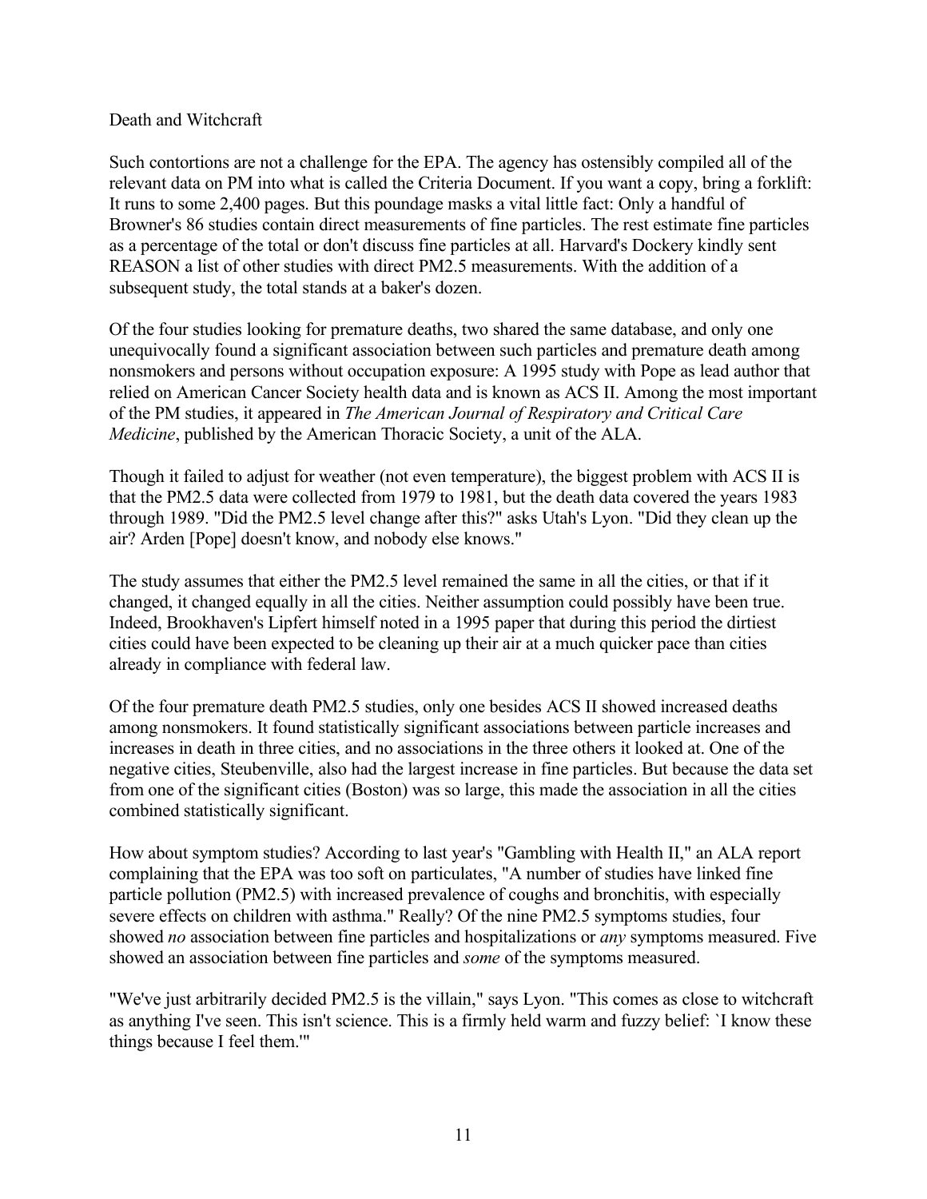## Death and Witchcraft

Such contortions are not a challenge for the EPA. The agency has ostensibly compiled all of the relevant data on PM into what is called the Criteria Document. If you want a copy, bring a forklift: It runs to some 2,400 pages. But this poundage masks a vital little fact: Only a handful of Browner's 86 studies contain direct measurements of fine particles. The rest estimate fine particles as a percentage of the total or don't discuss fine particles at all. Harvard's Dockery kindly sent REASON a list of other studies with direct PM2.5 measurements. With the addition of a subsequent study, the total stands at a baker's dozen.

Of the four studies looking for premature deaths, two shared the same database, and only one unequivocally found a significant association between such particles and premature death among nonsmokers and persons without occupation exposure: A 1995 study with Pope as lead author that relied on American Cancer Society health data and is known as ACS II. Among the most important of the PM studies, it appeared in *The American Journal of Respiratory and Critical Care Medicine*, published by the American Thoracic Society, a unit of the ALA.

Though it failed to adjust for weather (not even temperature), the biggest problem with ACS II is that the PM2.5 data were collected from 1979 to 1981, but the death data covered the years 1983 through 1989. "Did the PM2.5 level change after this?" asks Utah's Lyon. "Did they clean up the air? Arden [Pope] doesn't know, and nobody else knows."

The study assumes that either the PM2.5 level remained the same in all the cities, or that if it changed, it changed equally in all the cities. Neither assumption could possibly have been true. Indeed, Brookhaven's Lipfert himself noted in a 1995 paper that during this period the dirtiest cities could have been expected to be cleaning up their air at a much quicker pace than cities already in compliance with federal law.

Of the four premature death PM2.5 studies, only one besides ACS II showed increased deaths among nonsmokers. It found statistically significant associations between particle increases and increases in death in three cities, and no associations in the three others it looked at. One of the negative cities, Steubenville, also had the largest increase in fine particles. But because the data set from one of the significant cities (Boston) was so large, this made the association in all the cities combined statistically significant.

How about symptom studies? According to last year's "Gambling with Health II," an ALA report complaining that the EPA was too soft on particulates, "A number of studies have linked fine particle pollution (PM2.5) with increased prevalence of coughs and bronchitis, with especially severe effects on children with asthma." Really? Of the nine PM2.5 symptoms studies, four showed *no* association between fine particles and hospitalizations or *any* symptoms measured. Five showed an association between fine particles and *some* of the symptoms measured.

"We've just arbitrarily decided PM2.5 is the villain," says Lyon. "This comes as close to witchcraft as anything I've seen. This isn't science. This is a firmly held warm and fuzzy belief: `I know these things because I feel them.'"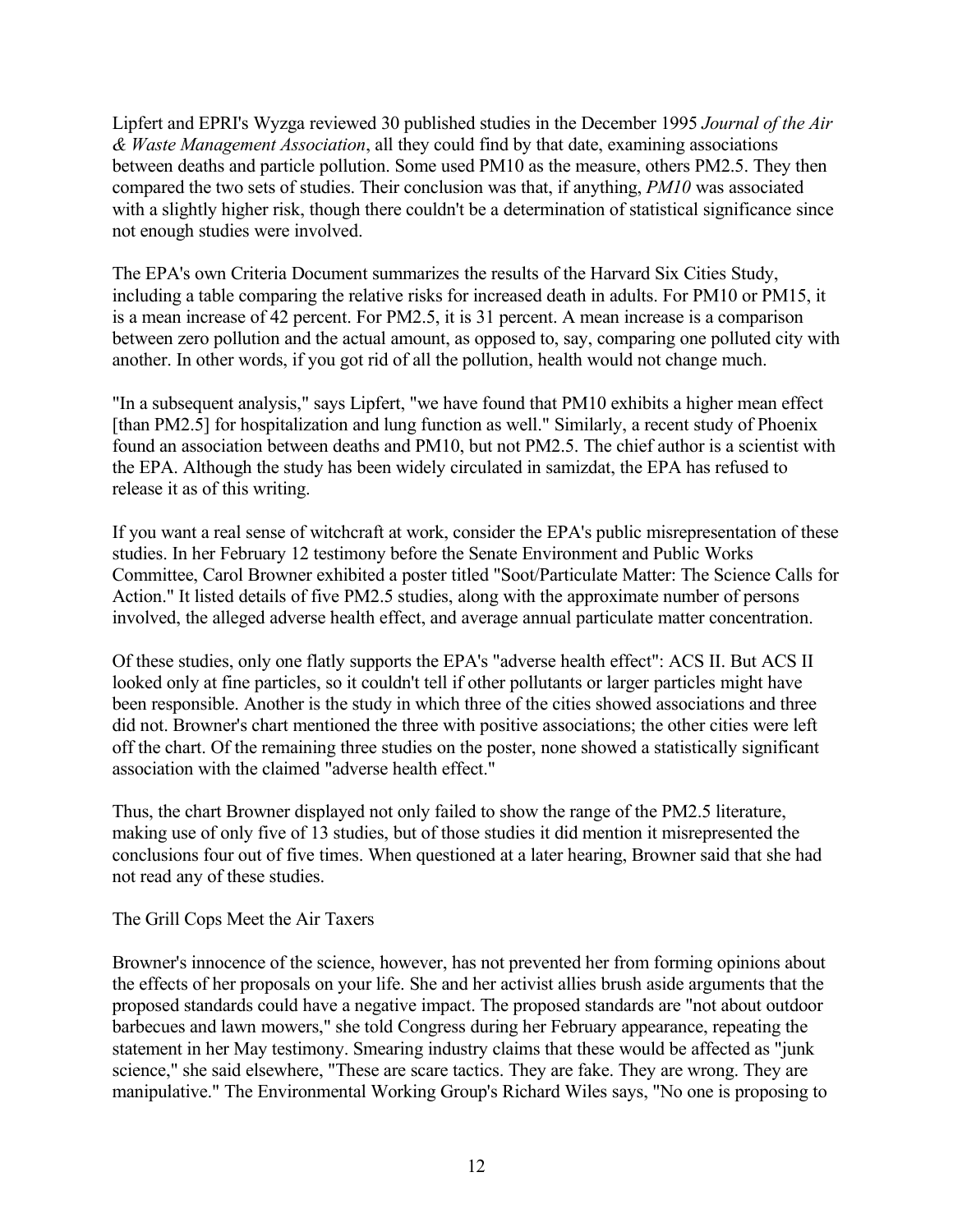Lipfert and EPRI's Wyzga reviewed 30 published studies in the December 1995 *Journal of the Air & Waste Management Association*, all they could find by that date, examining associations between deaths and particle pollution. Some used PM10 as the measure, others PM2.5. They then compared the two sets of studies. Their conclusion was that, if anything, *PM10* was associated with a slightly higher risk, though there couldn't be a determination of statistical significance since not enough studies were involved.

The EPA's own Criteria Document summarizes the results of the Harvard Six Cities Study, including a table comparing the relative risks for increased death in adults. For PM10 or PM15, it is a mean increase of 42 percent. For PM2.5, it is 31 percent. A mean increase is a comparison between zero pollution and the actual amount, as opposed to, say, comparing one polluted city with another. In other words, if you got rid of all the pollution, health would not change much.

"In a subsequent analysis," says Lipfert, "we have found that PM10 exhibits a higher mean effect [than PM2.5] for hospitalization and lung function as well." Similarly, a recent study of Phoenix found an association between deaths and PM10, but not PM2.5. The chief author is a scientist with the EPA. Although the study has been widely circulated in samizdat, the EPA has refused to release it as of this writing.

If you want a real sense of witchcraft at work, consider the EPA's public misrepresentation of these studies. In her February 12 testimony before the Senate Environment and Public Works Committee, Carol Browner exhibited a poster titled "Soot/Particulate Matter: The Science Calls for Action." It listed details of five PM2.5 studies, along with the approximate number of persons involved, the alleged adverse health effect, and average annual particulate matter concentration.

Of these studies, only one flatly supports the EPA's "adverse health effect": ACS II. But ACS II looked only at fine particles, so it couldn't tell if other pollutants or larger particles might have been responsible. Another is the study in which three of the cities showed associations and three did not. Browner's chart mentioned the three with positive associations; the other cities were left off the chart. Of the remaining three studies on the poster, none showed a statistically significant association with the claimed "adverse health effect."

Thus, the chart Browner displayed not only failed to show the range of the PM2.5 literature, making use of only five of 13 studies, but of those studies it did mention it misrepresented the conclusions four out of five times. When questioned at a later hearing, Browner said that she had not read any of these studies.

## The Grill Cops Meet the Air Taxers

Browner's innocence of the science, however, has not prevented her from forming opinions about the effects of her proposals on your life. She and her activist allies brush aside arguments that the proposed standards could have a negative impact. The proposed standards are "not about outdoor barbecues and lawn mowers," she told Congress during her February appearance, repeating the statement in her May testimony. Smearing industry claims that these would be affected as "junk science," she said elsewhere, "These are scare tactics. They are fake. They are wrong. They are manipulative." The Environmental Working Group's Richard Wiles says, "No one is proposing to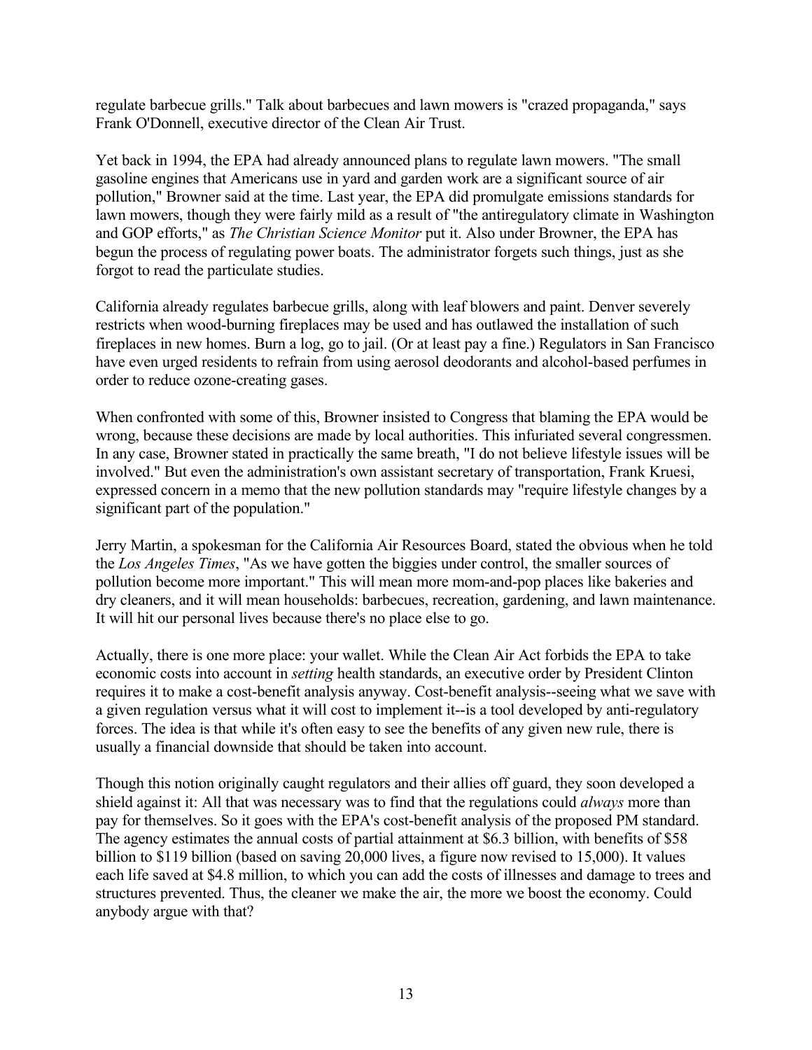regulate barbecue grills." Talk about barbecues and lawn mowers is "crazed propaganda," says Frank O'Donnell, executive director of the Clean Air Trust.

Yet back in 1994, the EPA had already announced plans to regulate lawn mowers. "The small gasoline engines that Americans use in yard and garden work are a significant source of air pollution," Browner said at the time. Last year, the EPA did promulgate emissions standards for lawn mowers, though they were fairly mild as a result of "the antiregulatory climate in Washington and GOP efforts," as *The Christian Science Monitor* put it. Also under Browner, the EPA has begun the process of regulating power boats. The administrator forgets such things, just as she forgot to read the particulate studies.

California already regulates barbecue grills, along with leaf blowers and paint. Denver severely restricts when wood-burning fireplaces may be used and has outlawed the installation of such fireplaces in new homes. Burn a log, go to jail. (Or at least pay a fine.) Regulators in San Francisco have even urged residents to refrain from using aerosol deodorants and alcohol-based perfumes in order to reduce ozone-creating gases.

When confronted with some of this, Browner insisted to Congress that blaming the EPA would be wrong, because these decisions are made by local authorities. This infuriated several congressmen. In any case, Browner stated in practically the same breath, "I do not believe lifestyle issues will be involved." But even the administration's own assistant secretary of transportation, Frank Kruesi, expressed concern in a memo that the new pollution standards may "require lifestyle changes by a significant part of the population."

Jerry Martin, a spokesman for the California Air Resources Board, stated the obvious when he told the *Los Angeles Times*, "As we have gotten the biggies under control, the smaller sources of pollution become more important." This will mean more mom-and-pop places like bakeries and dry cleaners, and it will mean households: barbecues, recreation, gardening, and lawn maintenance. It will hit our personal lives because there's no place else to go.

Actually, there is one more place: your wallet. While the Clean Air Act forbids the EPA to take economic costs into account in *setting* health standards, an executive order by President Clinton requires it to make a cost-benefit analysis anyway. Cost-benefit analysis--seeing what we save with a given regulation versus what it will cost to implement it--is a tool developed by anti-regulatory forces. The idea is that while it's often easy to see the benefits of any given new rule, there is usually a financial downside that should be taken into account.

Though this notion originally caught regulators and their allies off guard, they soon developed a shield against it: All that was necessary was to find that the regulations could *always* more than pay for themselves. So it goes with the EPA's cost-benefit analysis of the proposed PM standard. The agency estimates the annual costs of partial attainment at $6.3 billion, with benefits of $58 billion to $119 billion (based on saving 20,000 lives, a figure now revised to 15,000). It values each life saved at $4.8 million, to which you can add the costs of illnesses and damage to trees and structures prevented. Thus, the cleaner we make the air, the more we boost the economy. Could anybody argue with that?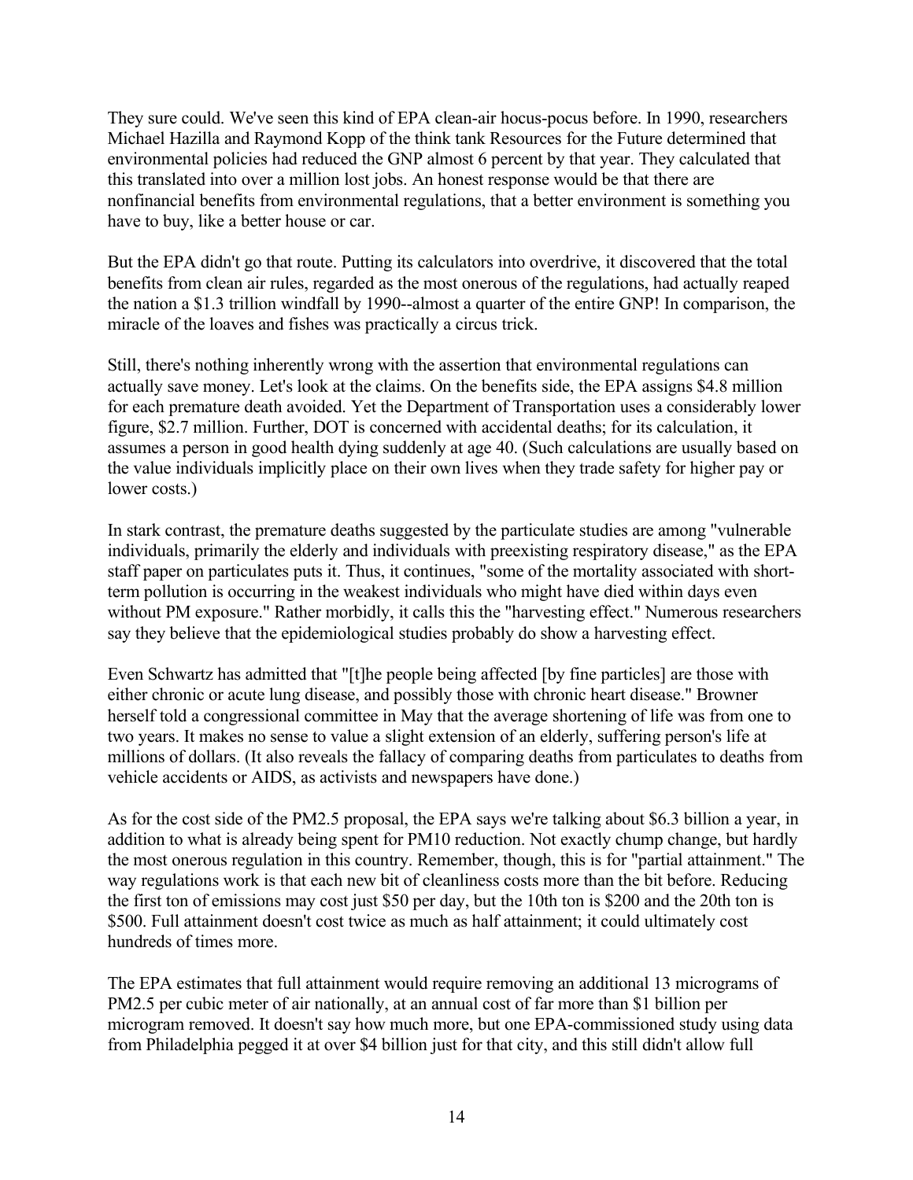They sure could. We've seen this kind of EPA clean-air hocus-pocus before. In 1990, researchers Michael Hazilla and Raymond Kopp of the think tank Resources for the Future determined that environmental policies had reduced the GNP almost 6 percent by that year. They calculated that this translated into over a million lost jobs. An honest response would be that there are nonfinancial benefits from environmental regulations, that a better environment is something you have to buy, like a better house or car.

But the EPA didn't go that route. Putting its calculators into overdrive, it discovered that the total benefits from clean air rules, regarded as the most onerous of the regulations, had actually reaped the nation a $1.3 trillion windfall by 1990--almost a quarter of the entire GNP! In comparison, the miracle of the loaves and fishes was practically a circus trick.

Still, there's nothing inherently wrong with the assertion that environmental regulations can actually save money. Let's look at the claims. On the benefits side, the EPA assigns $4.8 million for each premature death avoided. Yet the Department of Transportation uses a considerably lower figure, $2.7 million. Further, DOT is concerned with accidental deaths; for its calculation, it assumes a person in good health dying suddenly at age 40. (Such calculations are usually based on the value individuals implicitly place on their own lives when they trade safety for higher pay or lower costs.)

In stark contrast, the premature deaths suggested by the particulate studies are among "vulnerable individuals, primarily the elderly and individuals with preexisting respiratory disease," as the EPA staff paper on particulates puts it. Thus, it continues, "some of the mortality associated with short-term pollution is occurring in the weakest individuals who might have died within days even without PM exposure." Rather morbidly, it calls this the "harvesting effect." Numerous researchers say they believe that the epidemiological studies probably do show a harvesting effect.

Even Schwartz has admitted that "[t]he people being affected [by fine particles] are those with either chronic or acute lung disease, and possibly those with chronic heart disease." Browner herself told a congressional committee in May that the average shortening of life was from one to two years. It makes no sense to value a slight extension of an elderly, suffering person's life at millions of dollars. (It also reveals the fallacy of comparing deaths from particulates to deaths from vehicle accidents or AIDS, as activists and newspapers have done.)

As for the cost side of the PM2.5 proposal, the EPA says we're talking about $6.3 billion a year, in addition to what is already being spent for PM10 reduction. Not exactly chump change, but hardly the most onerous regulation in this country. Remember, though, this is for "partial attainment." The way regulations work is that each new bit of cleanliness costs more than the bit before. Reducing the first ton of emissions may cost just $50 per day, but the 10th ton is $200 and the 20th ton is $500. Full attainment doesn't cost twice as much as half attainment; it could ultimately cost hundreds of times more.

The EPA estimates that full attainment would require removing an additional 13 micrograms of PM2.5 per cubic meter of air nationally, at an annual cost of far more than $1 billion per microgram removed. It doesn't say how much more, but one EPA-commissioned study using data from Philadelphia pegged it at over $4 billion just for that city, and this still didn't allow full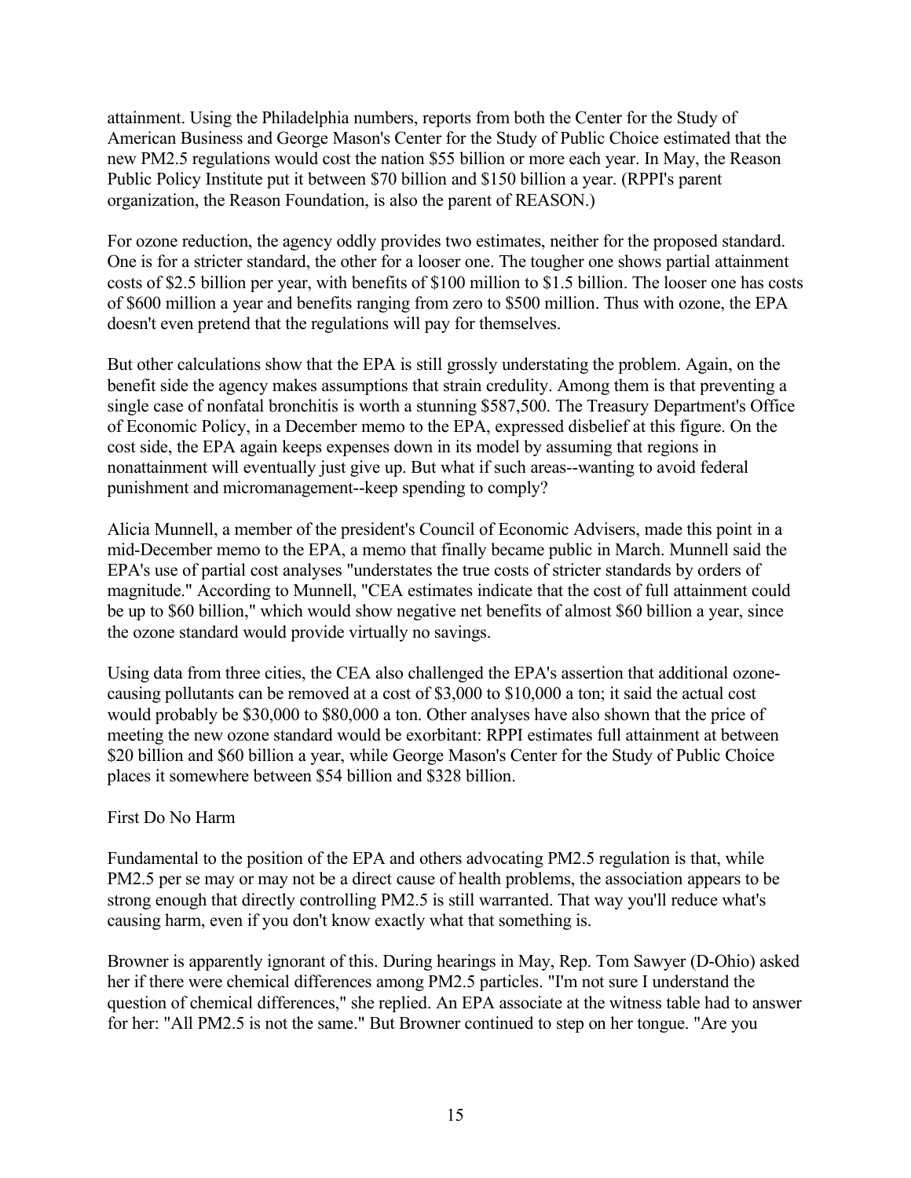attainment. Using the Philadelphia numbers, reports from both the Center for the Study of American Business and George Mason's Center for the Study of Public Choice estimated that the new PM2.5 regulations would cost the nation $55 billion or more each year. In May, the Reason Public Policy Institute put it between $70 billion and $150 billion a year. (RPPI's parent organization, the Reason Foundation, is also the parent of REASON.)

For ozone reduction, the agency oddly provides two estimates, neither for the proposed standard. One is for a stricter standard, the other for a looser one. The tougher one shows partial attainment costs of $2.5 billion per year, with benefits of $100 million to $1.5 billion. The looser one has costs of $600 million a year and benefits ranging from zero to $500 million. Thus with ozone, the EPA doesn't even pretend that the regulations will pay for themselves.

But other calculations show that the EPA is still grossly understating the problem. Again, on the benefit side the agency makes assumptions that strain credulity. Among them is that preventing a single case of nonfatal bronchitis is worth a stunning $587,500. The Treasury Department's Office of Economic Policy, in a December memo to the EPA, expressed disbelief at this figure. On the cost side, the EPA again keeps expenses down in its model by assuming that regions in nonattainment will eventually just give up. But what if such areas--wanting to avoid federal punishment and micromanagement--keep spending to comply?

Alicia Munnell, a member of the president's Council of Economic Advisers, made this point in a mid-December memo to the EPA, a memo that finally became public in March. Munnell said the EPA's use of partial cost analyses "understates the true costs of stricter standards by orders of magnitude." According to Munnell, "CEA estimates indicate that the cost of full attainment could be up to $60 billion," which would show negative net benefits of almost $60 billion a year, since the ozone standard would provide virtually no savings.

Using data from three cities, the CEA also challenged the EPA's assertion that additional ozone-causing pollutants can be removed at a cost of $3,000 to $10,000 a ton; it said the actual cost would probably be $30,000 to $80,000 a ton. Other analyses have also shown that the price of meeting the new ozone standard would be exorbitant: RPPI estimates full attainment at between $20 billion and $60 billion a year, while George Mason's Center for the Study of Public Choice places it somewhere between $54 billion and $328 billion.

## First Do No Harm

Fundamental to the position of the EPA and others advocating PM2.5 regulation is that, while PM2.5 per se may or may not be a direct cause of health problems, the association appears to be strong enough that directly controlling PM2.5 is still warranted. That way you'll reduce what's causing harm, even if you don't know exactly what that something is.

Browner is apparently ignorant of this. During hearings in May, Rep. Tom Sawyer (D-Ohio) asked her if there were chemical differences among PM2.5 particles. "I'm not sure I understand the question of chemical differences," she replied. An EPA associate at the witness table had to answer for her: "All PM2.5 is not the same." But Browner continued to step on her tongue. "Are you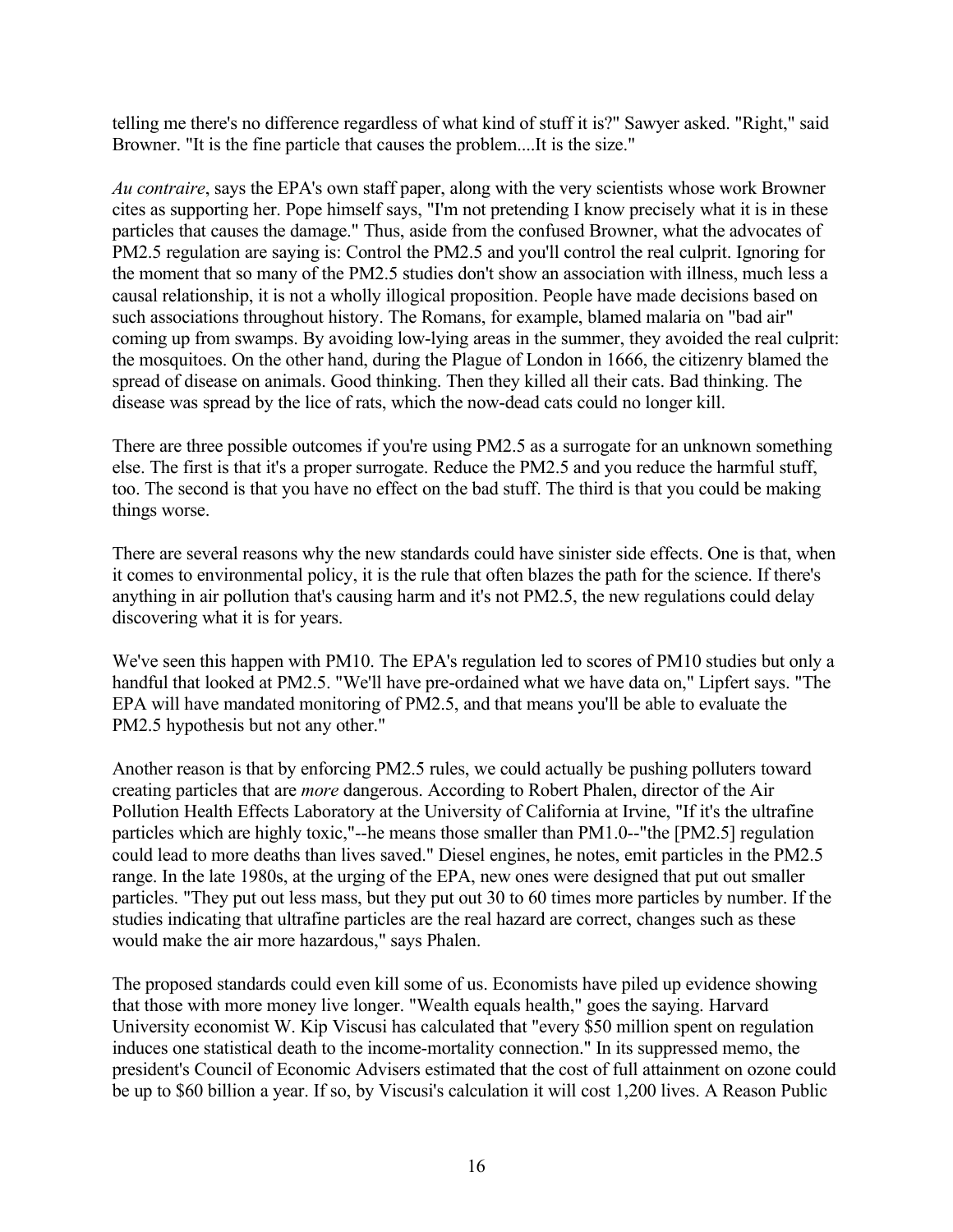telling me there's no difference regardless of what kind of stuff it is?" Sawyer asked. "Right," said Browner. "It is the fine particle that causes the problem....It is the size."

*Au contraire*, says the EPA's own staff paper, along with the very scientists whose work Browner cites as supporting her. Pope himself says, "I'm not pretending I know precisely what it is in these particles that causes the damage." Thus, aside from the confused Browner, what the advocates of PM2.5 regulation are saying is: Control the PM2.5 and you'll control the real culprit. Ignoring for the moment that so many of the PM2.5 studies don't show an association with illness, much less a causal relationship, it is not a wholly illogical proposition. People have made decisions based on such associations throughout history. The Romans, for example, blamed malaria on "bad air" coming up from swamps. By avoiding low-lying areas in the summer, they avoided the real culprit: the mosquitoes. On the other hand, during the Plague of London in 1666, the citizenry blamed the spread of disease on animals. Good thinking. Then they killed all their cats. Bad thinking. The disease was spread by the lice of rats, which the now-dead cats could no longer kill.

There are three possible outcomes if you're using PM2.5 as a surrogate for an unknown something else. The first is that it's a proper surrogate. Reduce the PM2.5 and you reduce the harmful stuff, too. The second is that you have no effect on the bad stuff. The third is that you could be making things worse.

There are several reasons why the new standards could have sinister side effects. One is that, when it comes to environmental policy, it is the rule that often blazes the path for the science. If there's anything in air pollution that's causing harm and it's not PM2.5, the new regulations could delay discovering what it is for years.

We've seen this happen with PM10. The EPA's regulation led to scores of PM10 studies but only a handful that looked at PM2.5. "We'll have pre-ordained what we have data on," Lipfert says. "The EPA will have mandated monitoring of PM2.5, and that means you'll be able to evaluate the PM2.5 hypothesis but not any other."

Another reason is that by enforcing PM2.5 rules, we could actually be pushing polluters toward creating particles that are *more* dangerous. According to Robert Phalen, director of the Air Pollution Health Effects Laboratory at the University of California at Irvine, "If it's the ultrafine particles which are highly toxic,"--he means those smaller than PM1.0--"the [PM2.5] regulation could lead to more deaths than lives saved." Diesel engines, he notes, emit particles in the PM2.5 range. In the late 1980s, at the urging of the EPA, new ones were designed that put out smaller particles. "They put out less mass, but they put out 30 to 60 times more particles by number. If the studies indicating that ultrafine particles are the real hazard are correct, changes such as these would make the air more hazardous," says Phalen.

The proposed standards could even kill some of us. Economists have piled up evidence showing that those with more money live longer. "Wealth equals health," goes the saying. Harvard University economist W. Kip Viscusi has calculated that "every $50 million spent on regulation induces one statistical death to the income-mortality connection." In its suppressed memo, the president's Council of Economic Advisers estimated that the cost of full attainment on ozone could be up to $60 billion a year. If so, by Viscusi's calculation it will cost 1,200 lives. A Reason Public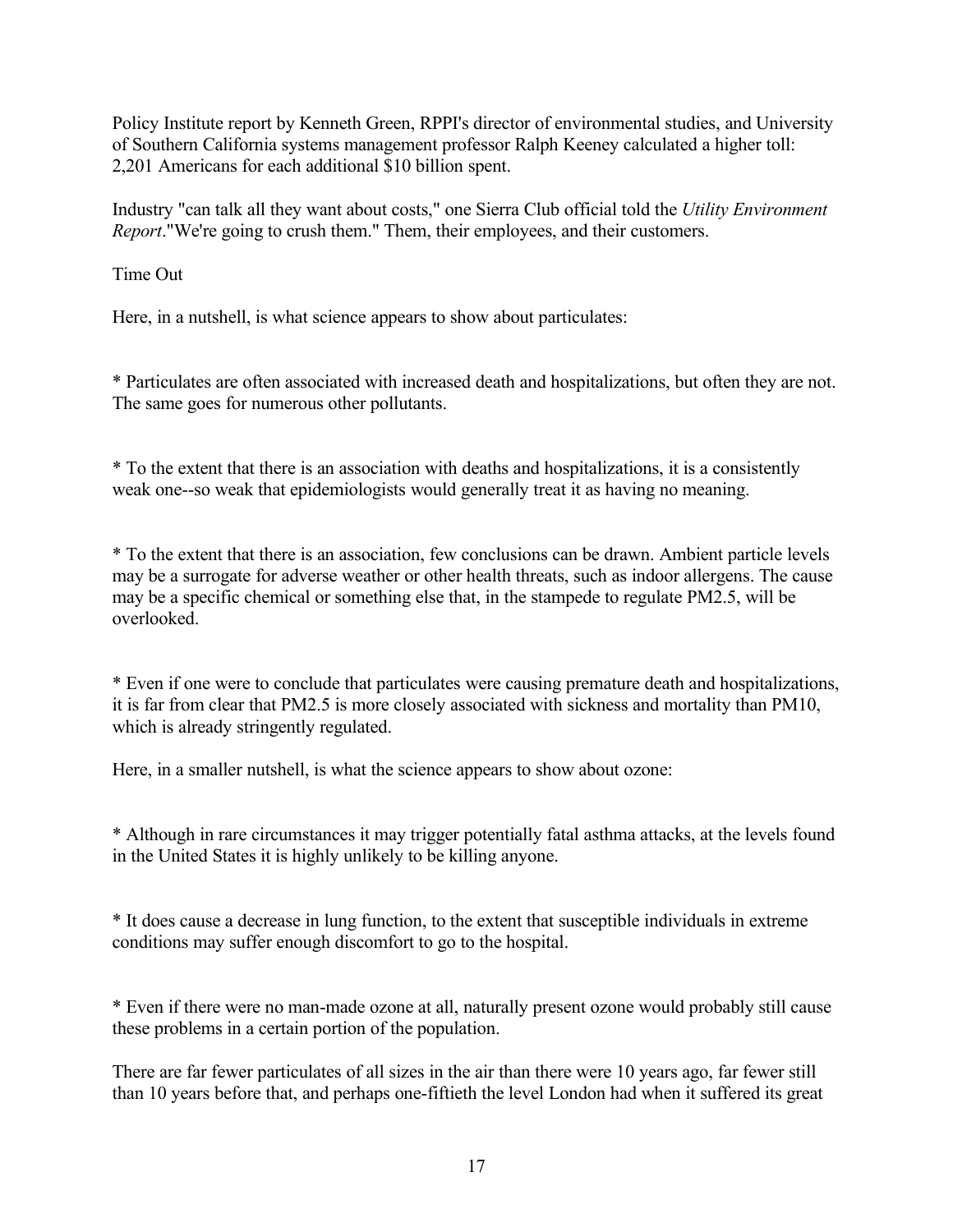Policy Institute report by Kenneth Green, RPPI's director of environmental studies, and University of Southern California systems management professor Ralph Keeney calculated a higher toll: 2,201 Americans for each additional $10 billion spent.

Industry "can talk all they want about costs," one Sierra Club official told the *Utility Environment Report*."We're going to crush them." Them, their employees, and their customers.

## Time Out

Here, in a nutshell, is what science appears to show about particulates:

* Particulates are often associated with increased death and hospitalizations, but often they are not. The same goes for numerous other pollutants.
* To the extent that there is an association with deaths and hospitalizations, it is a consistently weak one--so weak that epidemiologists would generally treat it as having no meaning.
* To the extent that there is an association, few conclusions can be drawn. Ambient particle levels may be a surrogate for adverse weather or other health threats, such as indoor allergens. The cause may be a specific chemical or something else that, in the stampede to regulate PM2.5, will be overlooked.
* Even if one were to conclude that particulates were causing premature death and hospitalizations, it is far from clear that PM2.5 is more closely associated with sickness and mortality than PM10, which is already stringently regulated.

Here, in a smaller nutshell, is what the science appears to show about ozone:

* Although in rare circumstances it may trigger potentially fatal asthma attacks, at the levels found in the United States it is highly unlikely to be killing anyone.
* It does cause a decrease in lung function, to the extent that susceptible individuals in extreme conditions may suffer enough discomfort to go to the hospital.
* Even if there were no man-made ozone at all, naturally present ozone would probably still cause these problems in a certain portion of the population.

There are far fewer particulates of all sizes in the air than there were 10 years ago, far fewer still than 10 years before that, and perhaps one-fiftieth the level London had when it suffered its great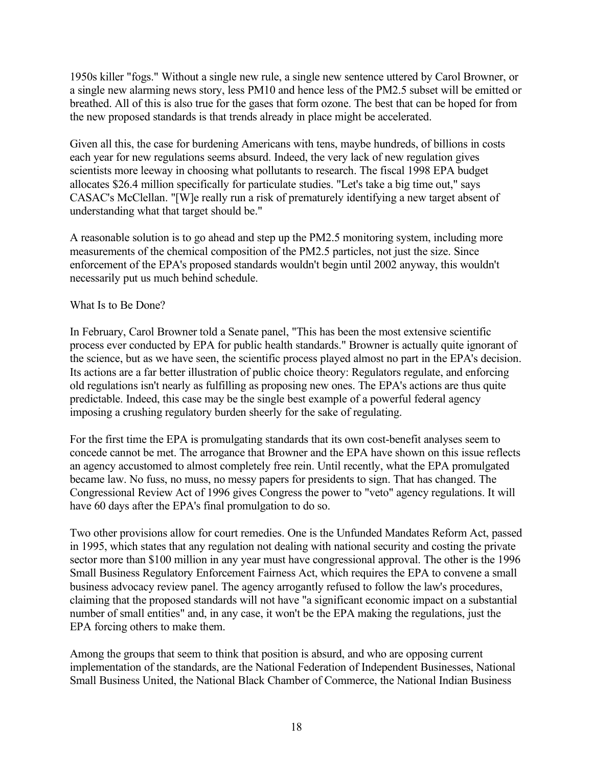1950s killer "fogs." Without a single new rule, a single new sentence uttered by Carol Browner, or a single new alarming news story, less PM10 and hence less of the PM2.5 subset will be emitted or breathed. All of this is also true for the gases that form ozone. The best that can be hoped for from the new proposed standards is that trends already in place might be accelerated.

Given all this, the case for burdening Americans with tens, maybe hundreds, of billions in costs each year for new regulations seems absurd. Indeed, the very lack of new regulation gives scientists more leeway in choosing what pollutants to research. The fiscal 1998 EPA budget allocates $26.4 million specifically for particulate studies. "Let's take a big time out," says CASAC's McClellan. "[W]e really run a risk of prematurely identifying a new target absent of understanding what that target should be."

A reasonable solution is to go ahead and step up the PM2.5 monitoring system, including more measurements of the chemical composition of the PM2.5 particles, not just the size. Since enforcement of the EPA's proposed standards wouldn't begin until 2002 anyway, this wouldn't necessarily put us much behind schedule.

## What Is to Be Done?

In February, Carol Browner told a Senate panel, "This has been the most extensive scientific process ever conducted by EPA for public health standards." Browner is actually quite ignorant of the science, but as we have seen, the scientific process played almost no part in the EPA's decision. Its actions are a far better illustration of public choice theory: Regulators regulate, and enforcing old regulations isn't nearly as fulfilling as proposing new ones. The EPA's actions are thus quite predictable. Indeed, this case may be the single best example of a powerful federal agency imposing a crushing regulatory burden sheerly for the sake of regulating.

For the first time the EPA is promulgating standards that its own cost-benefit analyses seem to concede cannot be met. The arrogance that Browner and the EPA have shown on this issue reflects an agency accustomed to almost completely free rein. Until recently, what the EPA promulgated became law. No fuss, no muss, no messy papers for presidents to sign. That has changed. The Congressional Review Act of 1996 gives Congress the power to "veto" agency regulations. It will have 60 days after the EPA's final promulgation to do so.

Two other provisions allow for court remedies. One is the Unfunded Mandates Reform Act, passed in 1995, which states that any regulation not dealing with national security and costing the private sector more than $100 million in any year must have congressional approval. The other is the 1996 Small Business Regulatory Enforcement Fairness Act, which requires the EPA to convene a small business advocacy review panel. The agency arrogantly refused to follow the law's procedures, claiming that the proposed standards will not have "a significant economic impact on a substantial number of small entities" and, in any case, it won't be the EPA making the regulations, just the EPA forcing others to make them.

Among the groups that seem to think that position is absurd, and who are opposing current implementation of the standards, are the National Federation of Independent Businesses, National Small Business United, the National Black Chamber of Commerce, the National Indian Business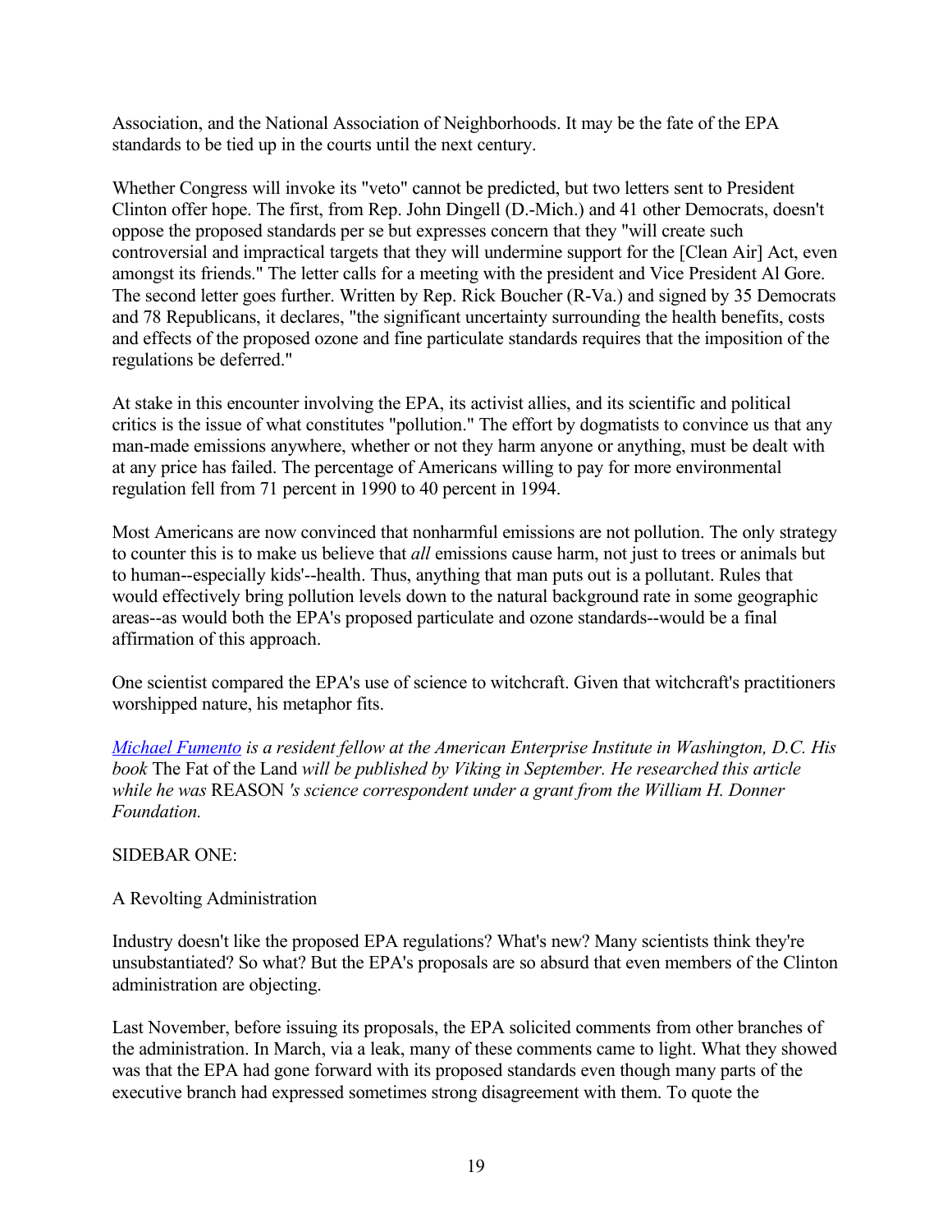Association, and the National Association of Neighborhoods. It may be the fate of the EPA standards to be tied up in the courts until the next century.

Whether Congress will invoke its "veto" cannot be predicted, but two letters sent to President Clinton offer hope. The first, from Rep. John Dingell (D.-Mich.) and 41 other Democrats, doesn't oppose the proposed standards per se but expresses concern that they "will create such controversial and impractical targets that they will undermine support for the [Clean Air] Act, even amongst its friends." The letter calls for a meeting with the president and Vice President Al Gore. The second letter goes further. Written by Rep. Rick Boucher (R-Va.) and signed by 35 Democrats and 78 Republicans, it declares, "the significant uncertainty surrounding the health benefits, costs and effects of the proposed ozone and fine particulate standards requires that the imposition of the regulations be deferred."

At stake in this encounter involving the EPA, its activist allies, and its scientific and political critics is the issue of what constitutes "pollution." The effort by dogmatists to convince us that any man-made emissions anywhere, whether or not they harm anyone or anything, must be dealt with at any price has failed. The percentage of Americans willing to pay for more environmental regulation fell from 71 percent in 1990 to 40 percent in 1994.

Most Americans are now convinced that nonharmful emissions are not pollution. The only strategy to counter this is to make us believe that *all* emissions cause harm, not just to trees or animals but to human--especially kids'--health. Thus, anything that man puts out is a pollutant. Rules that would effectively bring pollution levels down to the natural background rate in some geographic areas--as would both the EPA's proposed particulate and ozone standards--would be a final affirmation of this approach.

One scientist compared the EPA's use of science to witchcraft. Given that witchcraft's practitioners worshipped nature, his metaphor fits.

*Michael Fumento is a resident fellow at the American Enterprise Institute in Washington, D.C. His book* The Fat of the Land *will be published by Viking in September. He researched this article while he was* REASON *'s science correspondent under a grant from the William H. Donner Foundation.*

SIDEBAR ONE:

A Revolting Administration

Industry doesn't like the proposed EPA regulations? What's new? Many scientists think they're unsubstantiated? So what? But the EPA's proposals are so absurd that even members of the Clinton administration are objecting.

Last November, before issuing its proposals, the EPA solicited comments from other branches of the administration. In March, via a leak, many of these comments came to light. What they showed was that the EPA had gone forward with its proposed standards even though many parts of the executive branch had expressed sometimes strong disagreement with them. To quote the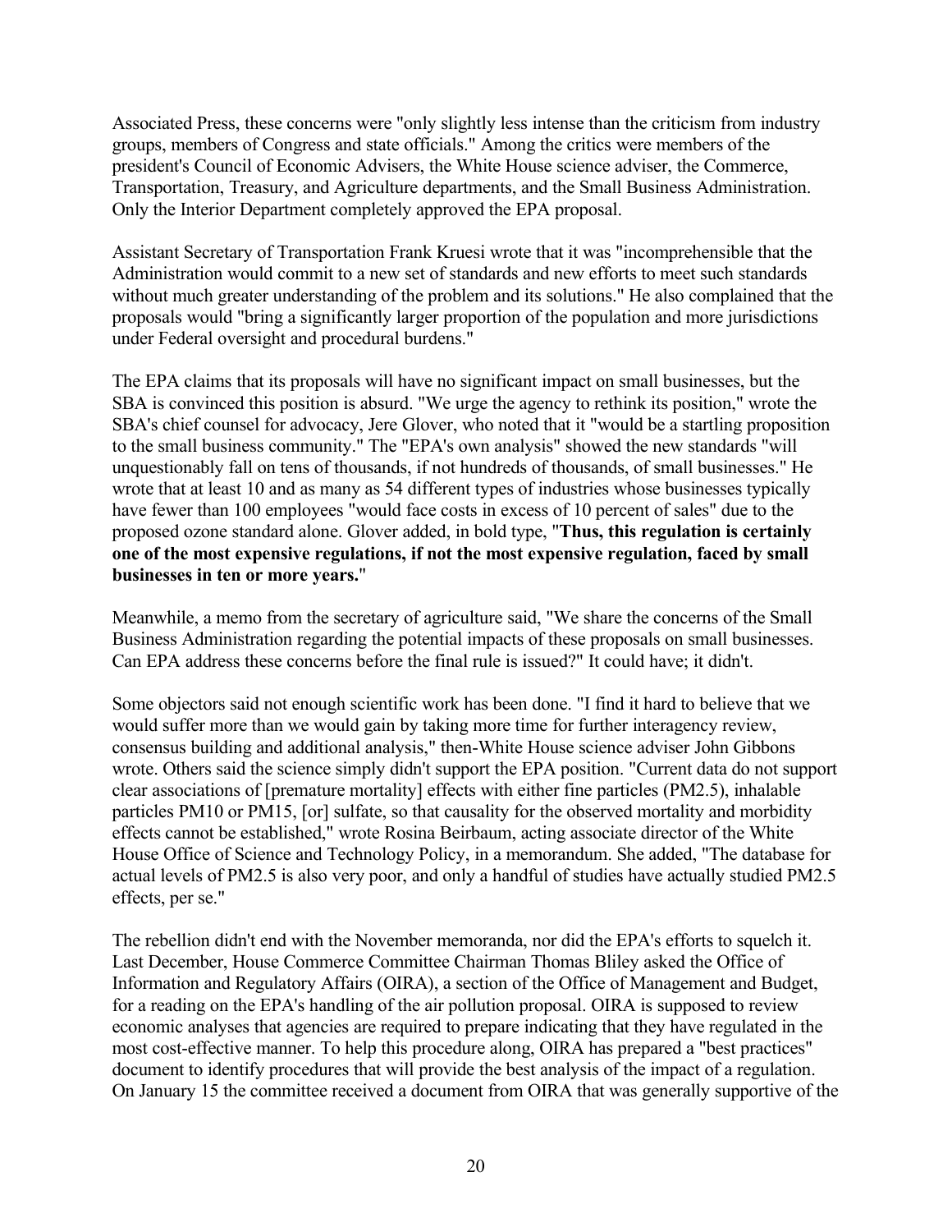Associated Press, these concerns were "only slightly less intense than the criticism from industry groups, members of Congress and state officials." Among the critics were members of the president's Council of Economic Advisers, the White House science adviser, the Commerce, Transportation, Treasury, and Agriculture departments, and the Small Business Administration. Only the Interior Department completely approved the EPA proposal.

Assistant Secretary of Transportation Frank Kruesi wrote that it was "incomprehensible that the Administration would commit to a new set of standards and new efforts to meet such standards without much greater understanding of the problem and its solutions." He also complained that the proposals would "bring a significantly larger proportion of the population and more jurisdictions under Federal oversight and procedural burdens."

The EPA claims that its proposals will have no significant impact on small businesses, but the SBA is convinced this position is absurd. "We urge the agency to rethink its position," wrote the SBA's chief counsel for advocacy, Jere Glover, who noted that it "would be a startling proposition to the small business community." The "EPA's own analysis" showed the new standards "will unquestionably fall on tens of thousands, if not hundreds of thousands, of small businesses." He wrote that at least 10 and as many as 54 different types of industries whose businesses typically have fewer than 100 employees "would face costs in excess of 10 percent of sales" due to the proposed ozone standard alone. Glover added, in bold type, "**Thus, this regulation is certainly one of the most expensive regulations, if not the most expensive regulation, faced by small businesses in ten or more years.**"

Meanwhile, a memo from the secretary of agriculture said, "We share the concerns of the Small Business Administration regarding the potential impacts of these proposals on small businesses. Can EPA address these concerns before the final rule is issued?" It could have; it didn't.

Some objectors said not enough scientific work has been done. "I find it hard to believe that we would suffer more than we would gain by taking more time for further interagency review, consensus building and additional analysis," then-White House science adviser John Gibbons wrote. Others said the science simply didn't support the EPA position. "Current data do not support clear associations of [premature mortality] effects with either fine particles (PM2.5), inhalable particles PM10 or PM15, [or] sulfate, so that causality for the observed mortality and morbidity effects cannot be established," wrote Rosina Beirbaum, acting associate director of the White House Office of Science and Technology Policy, in a memorandum. She added, "The database for actual levels of PM2.5 is also very poor, and only a handful of studies have actually studied PM2.5 effects, per se."

The rebellion didn't end with the November memoranda, nor did the EPA's efforts to squelch it. Last December, House Commerce Committee Chairman Thomas Bliley asked the Office of Information and Regulatory Affairs (OIRA), a section of the Office of Management and Budget, for a reading on the EPA's handling of the air pollution proposal. OIRA is supposed to review economic analyses that agencies are required to prepare indicating that they have regulated in the most cost-effective manner. To help this procedure along, OIRA has prepared a "best practices" document to identify procedures that will provide the best analysis of the impact of a regulation. On January 15 the committee received a document from OIRA that was generally supportive of the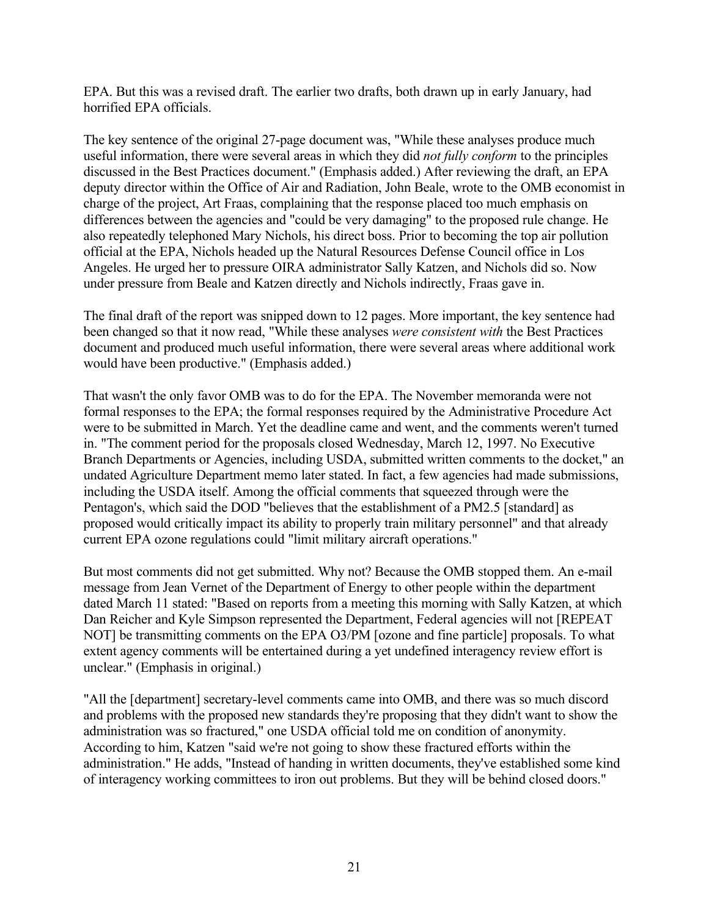EPA. But this was a revised draft. The earlier two drafts, both drawn up in early January, had horrified EPA officials.

The key sentence of the original 27-page document was, "While these analyses produce much useful information, there were several areas in which they did *not fully conform* to the principles discussed in the Best Practices document." (Emphasis added.) After reviewing the draft, an EPA deputy director within the Office of Air and Radiation, John Beale, wrote to the OMB economist in charge of the project, Art Fraas, complaining that the response placed too much emphasis on differences between the agencies and "could be very damaging" to the proposed rule change. He also repeatedly telephoned Mary Nichols, his direct boss. Prior to becoming the top air pollution official at the EPA, Nichols headed up the Natural Resources Defense Council office in Los Angeles. He urged her to pressure OIRA administrator Sally Katzen, and Nichols did so. Now under pressure from Beale and Katzen directly and Nichols indirectly, Fraas gave in.

The final draft of the report was snipped down to 12 pages. More important, the key sentence had been changed so that it now read, "While these analyses *were consistent with* the Best Practices document and produced much useful information, there were several areas where additional work would have been productive." (Emphasis added.)

That wasn't the only favor OMB was to do for the EPA. The November memoranda were not formal responses to the EPA; the formal responses required by the Administrative Procedure Act were to be submitted in March. Yet the deadline came and went, and the comments weren't turned in. "The comment period for the proposals closed Wednesday, March 12, 1997. No Executive Branch Departments or Agencies, including USDA, submitted written comments to the docket," an undated Agriculture Department memo later stated. In fact, a few agencies had made submissions, including the USDA itself. Among the official comments that squeezed through were the Pentagon's, which said the DOD "believes that the establishment of a PM2.5 [standard] as proposed would critically impact its ability to properly train military personnel" and that already current EPA ozone regulations could "limit military aircraft operations."

But most comments did not get submitted. Why not? Because the OMB stopped them. An e-mail message from Jean Vernet of the Department of Energy to other people within the department dated March 11 stated: "Based on reports from a meeting this morning with Sally Katzen, at which Dan Reicher and Kyle Simpson represented the Department, Federal agencies will not [REPEAT NOT] be transmitting comments on the EPA O3/PM [ozone and fine particle] proposals. To what extent agency comments will be entertained during a yet undefined interagency review effort is unclear." (Emphasis in original.)

"All the [department] secretary-level comments came into OMB, and there was so much discord and problems with the proposed new standards they're proposing that they didn't want to show the administration was so fractured," one USDA official told me on condition of anonymity. According to him, Katzen "said we're not going to show these fractured efforts within the administration." He adds, "Instead of handing in written documents, they've established some kind of interagency working committees to iron out problems. But they will be behind closed doors."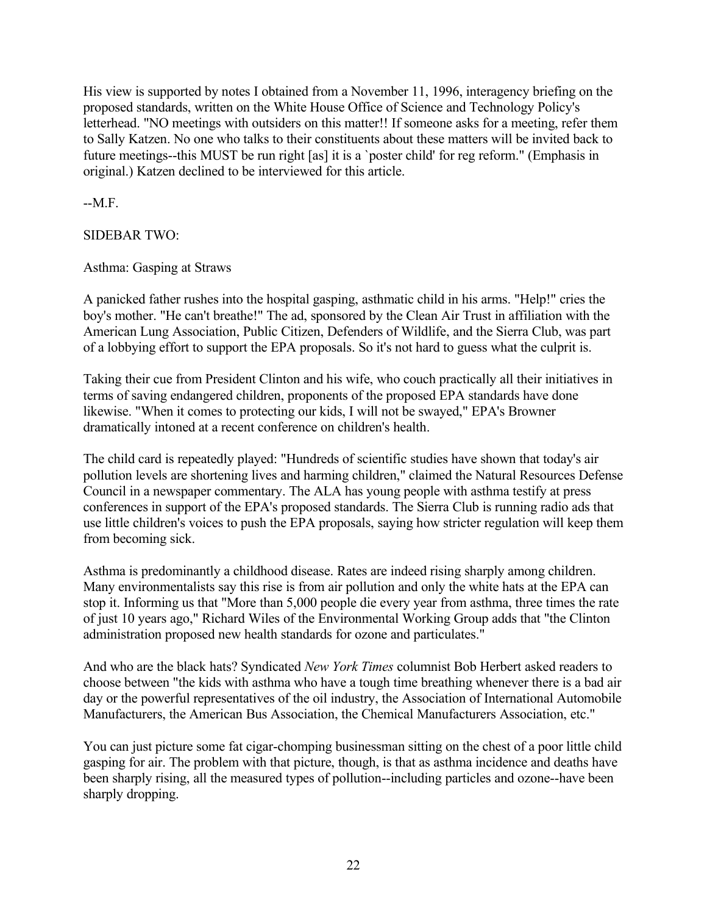His view is supported by notes I obtained from a November 11, 1996, interagency briefing on the proposed standards, written on the White House Office of Science and Technology Policy's letterhead. "NO meetings with outsiders on this matter!! If someone asks for a meeting, refer them to Sally Katzen. No one who talks to their constituents about these matters will be invited back to future meetings--this MUST be run right [as] it is a `poster child' for reg reform." (Emphasis in original.) Katzen declined to be interviewed for this article.

--M.F.

SIDEBAR TWO:

Asthma: Gasping at Straws

A panicked father rushes into the hospital gasping, asthmatic child in his arms. "Help!" cries the boy's mother. "He can't breathe!" The ad, sponsored by the Clean Air Trust in affiliation with the American Lung Association, Public Citizen, Defenders of Wildlife, and the Sierra Club, was part of a lobbying effort to support the EPA proposals. So it's not hard to guess what the culprit is.

Taking their cue from President Clinton and his wife, who couch practically all their initiatives in terms of saving endangered children, proponents of the proposed EPA standards have done likewise. "When it comes to protecting our kids, I will not be swayed," EPA's Browner dramatically intoned at a recent conference on children's health.

The child card is repeatedly played: "Hundreds of scientific studies have shown that today's air pollution levels are shortening lives and harming children," claimed the Natural Resources Defense Council in a newspaper commentary. The ALA has young people with asthma testify at press conferences in support of the EPA's proposed standards. The Sierra Club is running radio ads that use little children's voices to push the EPA proposals, saying how stricter regulation will keep them from becoming sick.

Asthma is predominantly a childhood disease. Rates are indeed rising sharply among children. Many environmentalists say this rise is from air pollution and only the white hats at the EPA can stop it. Informing us that "More than 5,000 people die every year from asthma, three times the rate of just 10 years ago," Richard Wiles of the Environmental Working Group adds that "the Clinton administration proposed new health standards for ozone and particulates."

And who are the black hats? Syndicated *New York Times* columnist Bob Herbert asked readers to choose between "the kids with asthma who have a tough time breathing whenever there is a bad air day or the powerful representatives of the oil industry, the Association of International Automobile Manufacturers, the American Bus Association, the Chemical Manufacturers Association, etc."

You can just picture some fat cigar-chomping businessman sitting on the chest of a poor little child gasping for air. The problem with that picture, though, is that as asthma incidence and deaths have been sharply rising, all the measured types of pollution--including particles and ozone--have been sharply dropping.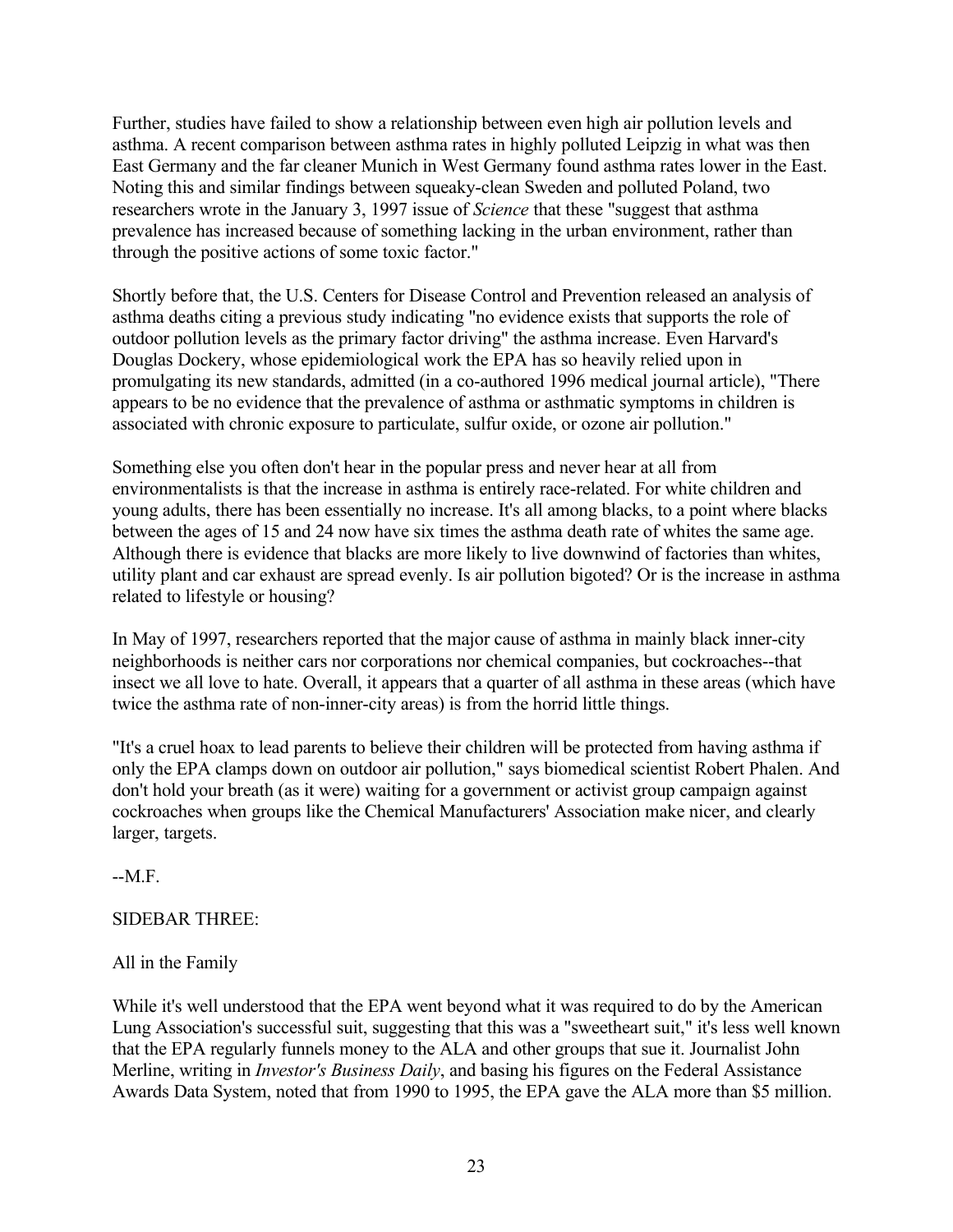Further, studies have failed to show a relationship between even high air pollution levels and asthma. A recent comparison between asthma rates in highly polluted Leipzig in what was then East Germany and the far cleaner Munich in West Germany found asthma rates lower in the East. Noting this and similar findings between squeaky-clean Sweden and polluted Poland, two researchers wrote in the January 3, 1997 issue of *Science* that these "suggest that asthma prevalence has increased because of something lacking in the urban environment, rather than through the positive actions of some toxic factor."

Shortly before that, the U.S. Centers for Disease Control and Prevention released an analysis of asthma deaths citing a previous study indicating "no evidence exists that supports the role of outdoor pollution levels as the primary factor driving" the asthma increase. Even Harvard's Douglas Dockery, whose epidemiological work the EPA has so heavily relied upon in promulgating its new standards, admitted (in a co-authored 1996 medical journal article), "There appears to be no evidence that the prevalence of asthma or asthmatic symptoms in children is associated with chronic exposure to particulate, sulfur oxide, or ozone air pollution."

Something else you often don't hear in the popular press and never hear at all from environmentalists is that the increase in asthma is entirely race-related. For white children and young adults, there has been essentially no increase. It's all among blacks, to a point where blacks between the ages of 15 and 24 now have six times the asthma death rate of whites the same age. Although there is evidence that blacks are more likely to live downwind of factories than whites, utility plant and car exhaust are spread evenly. Is air pollution bigoted? Or is the increase in asthma related to lifestyle or housing?

In May of 1997, researchers reported that the major cause of asthma in mainly black inner-city neighborhoods is neither cars nor corporations nor chemical companies, but cockroaches--that insect we all love to hate. Overall, it appears that a quarter of all asthma in these areas (which have twice the asthma rate of non-inner-city areas) is from the horrid little things.

"It's a cruel hoax to lead parents to believe their children will be protected from having asthma if only the EPA clamps down on outdoor air pollution," says biomedical scientist Robert Phalen. And don't hold your breath (as it were) waiting for a government or activist group campaign against cockroaches when groups like the Chemical Manufacturers' Association make nicer, and clearly larger, targets.

--M.F.

SIDEBAR THREE:

All in the Family

While it's well understood that the EPA went beyond what it was required to do by the American Lung Association's successful suit, suggesting that this was a "sweetheart suit," it's less well known that the EPA regularly funnels money to the ALA and other groups that sue it. Journalist John Merline, writing in *Investor's Business Daily*, and basing his figures on the Federal Assistance Awards Data System, noted that from 1990 to 1995, the EPA gave the ALA more than $5 million.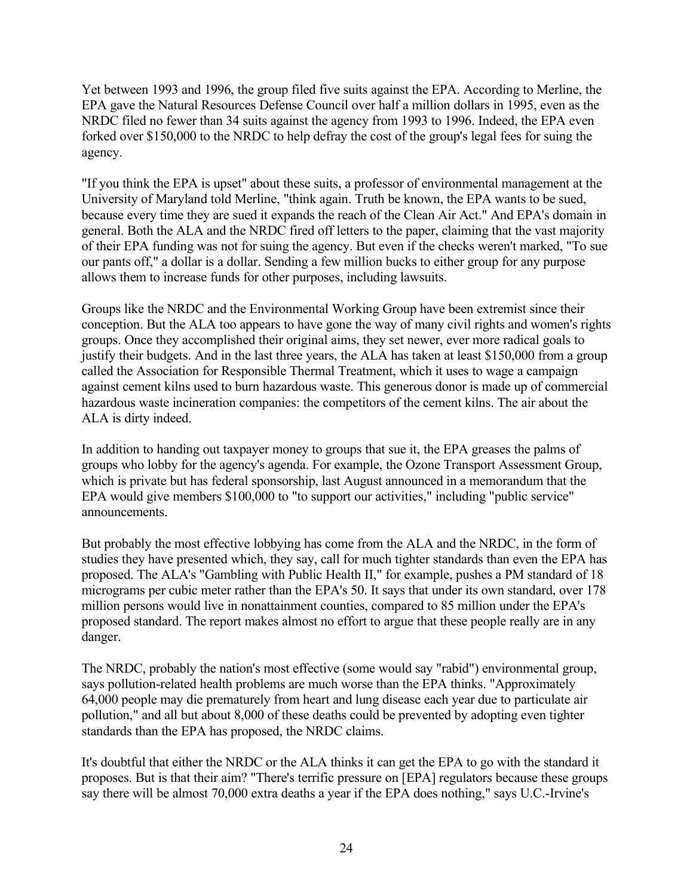Yet between 1993 and 1996, the group filed five suits against the EPA. According to Merline, the EPA gave the Natural Resources Defense Council over half a million dollars in 1995, even as the NRDC filed no fewer than 34 suits against the agency from 1993 to 1996. Indeed, the EPA even forked over $150,000 to the NRDC to help defray the cost of the group's legal fees for suing the agency.

"If you think the EPA is upset" about these suits, a professor of environmental management at the University of Maryland told Merline, "think again. Truth be known, the EPA wants to be sued, because every time they are sued it expands the reach of the Clean Air Act." And EPA's domain in general. Both the ALA and the NRDC fired off letters to the paper, claiming that the vast majority of their EPA funding was not for suing the agency. But even if the checks weren't marked, "To sue our pants off," a dollar is a dollar. Sending a few million bucks to either group for any purpose allows them to increase funds for other purposes, including lawsuits.

Groups like the NRDC and the Environmental Working Group have been extremist since their conception. But the ALA too appears to have gone the way of many civil rights and women's rights groups. Once they accomplished their original aims, they set newer, ever more radical goals to justify their budgets. And in the last three years, the ALA has taken at least $150,000 from a group called the Association for Responsible Thermal Treatment, which it uses to wage a campaign against cement kilns used to burn hazardous waste. This generous donor is made up of commercial hazardous waste incineration companies: the competitors of the cement kilns. The air about the ALA is dirty indeed.

In addition to handing out taxpayer money to groups that sue it, the EPA greases the palms of groups who lobby for the agency's agenda. For example, the Ozone Transport Assessment Group, which is private but has federal sponsorship, last August announced in a memorandum that the EPA would give members $100,000 to "to support our activities," including "public service" announcements.

But probably the most effective lobbying has come from the ALA and the NRDC, in the form of studies they have presented which, they say, call for much tighter standards than even the EPA has proposed. The ALA's "Gambling with Public Health II," for example, pushes a PM standard of 18 micrograms per cubic meter rather than the EPA's 50. It says that under its own standard, over 178 million persons would live in nonattainment counties, compared to 85 million under the EPA's proposed standard. The report makes almost no effort to argue that these people really are in any danger.

The NRDC, probably the nation's most effective (some would say "rabid") environmental group, says pollution-related health problems are much worse than the EPA thinks. "Approximately 64,000 people may die prematurely from heart and lung disease each year due to particulate air pollution," and all but about 8,000 of these deaths could be prevented by adopting even tighter standards than the EPA has proposed, the NRDC claims.

It's doubtful that either the NRDC or the ALA thinks it can get the EPA to go with the standard it proposes. But is that their aim? "There's terrific pressure on [EPA] regulators because these groups say there will be almost 70,000 extra deaths a year if the EPA does nothing," says U.C.-Irvine's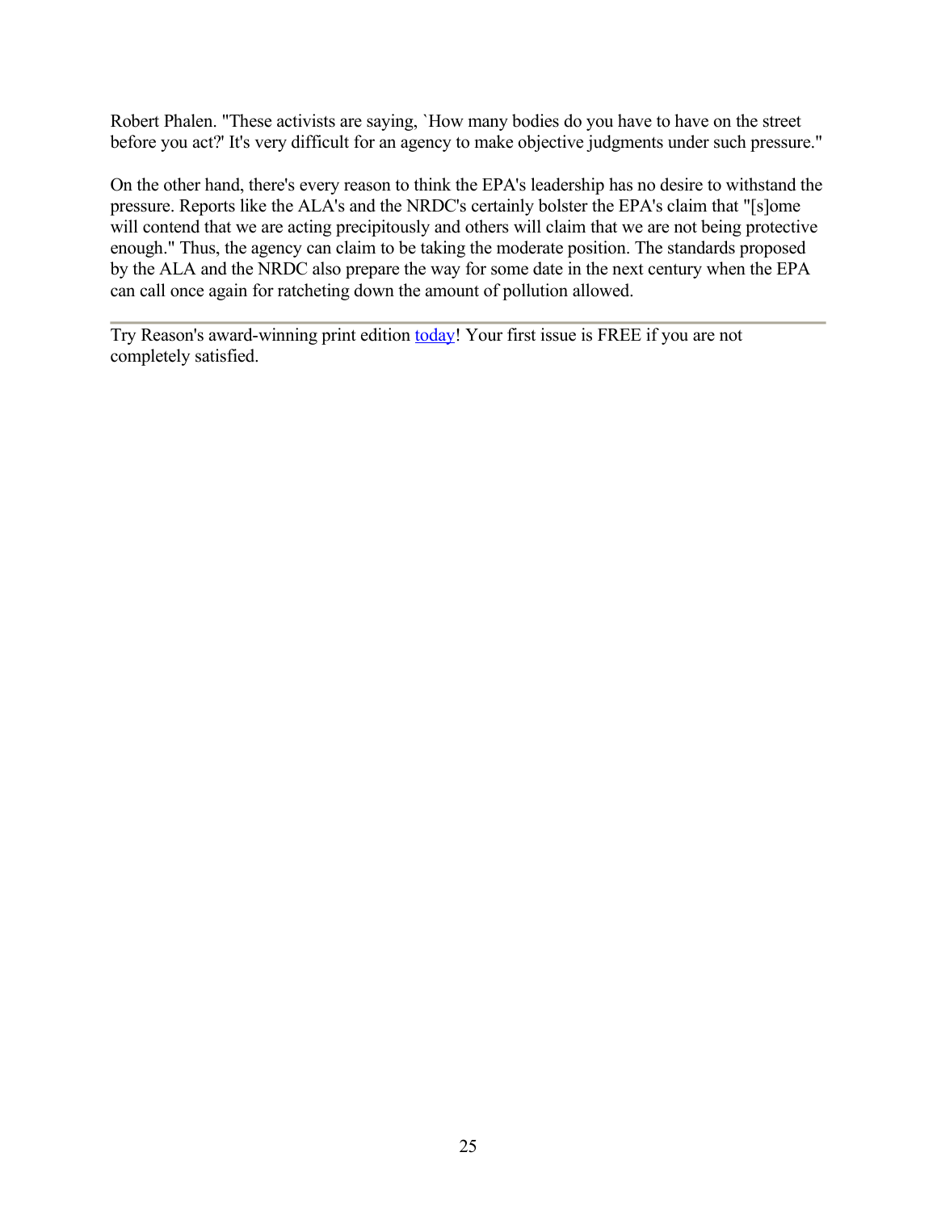Robert Phalen. "These activists are saying, `How many bodies do you have to have on the street before you act?' It's very difficult for an agency to make objective judgments under such pressure."

On the other hand, there's every reason to think the EPA's leadership has no desire to withstand the pressure. Reports like the ALA's and the NRDC's certainly bolster the EPA's claim that "[s]ome will contend that we are acting precipitously and others will claim that we are not being protective enough." Thus, the agency can claim to be taking the moderate position. The standards proposed by the ALA and the NRDC also prepare the way for some date in the next century when the EPA can call once again for ratcheting down the amount of pollution allowed.

---

Try Reason's award-winning print edition today! Your first issue is FREE if you are not completely satisfied.